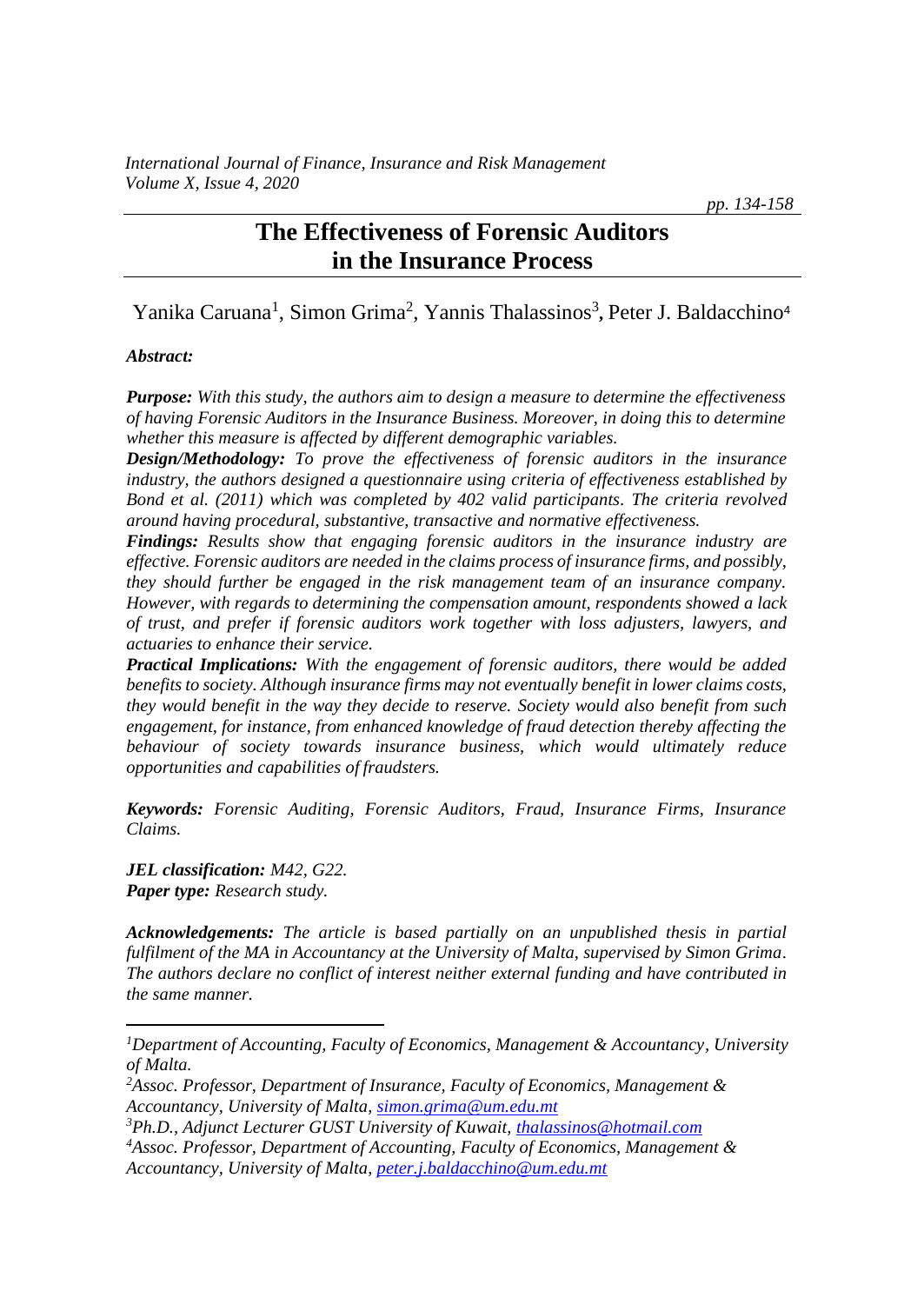# The Effectiveness of Forensic Auditors in the Insurance Process

Yanika Caruana[1], Simon Grima[2], Yannis Thalassinos[3], Peter J. Baldacchino[4]

***Abstract:***

***Purpose:*** *With this study, the authors aim to design a measure to determine the effectiveness of having Forensic Auditors in the Insurance Business. Moreover, in doing this to determine whether this measure is affected by different demographic variables.*

***Design/Methodology:*** *To prove the effectiveness of forensic auditors in the insurance industry, the authors designed a questionnaire using criteria of effectiveness established by Bond et al. (2011) which was completed by 402 valid participants. The criteria revolved around having procedural, substantive, transactive and normative effectiveness.*

***Findings:*** *Results show that engaging forensic auditors in the insurance industry are effective. Forensic auditors are needed in the claims process of insurance firms, and possibly, they should further be engaged in the risk management team of an insurance company. However, with regards to determining the compensation amount, respondents showed a lack of trust, and prefer if forensic auditors work together with loss adjusters, lawyers, and actuaries to enhance their service.*

***Practical Implications:*** *With the engagement of forensic auditors, there would be added benefits to society. Although insurance firms may not eventually benefit in lower claims costs, they would benefit in the way they decide to reserve. Society would also benefit from such engagement, for instance, from enhanced knowledge of fraud detection thereby affecting the behaviour of society towards insurance business, which would ultimately reduce opportunities and capabilities of fraudsters.*

***Keywords:*** *Forensic Auditing, Forensic Auditors, Fraud, Insurance Firms, Insurance Claims.*

***JEL classification:*** *M42, G22.*
***Paper type:*** *Research study.*

***Acknowledgements:*** *The article is based partially on an unpublished thesis in partial fulfilment of the MA in Accountancy at the University of Malta, supervised by Simon Grima. The authors declare no conflict of interest neither external funding and have contributed in the same manner.*

---

[1]*Department of Accounting, Faculty of Economics, Management & Accountancy, University of Malta.*

[2]*Assoc. Professor, Department of Insurance, Faculty of Economics, Management & Accountancy, University of Malta, simon.grima@um.edu.mt*

[3]*Ph.D., Adjunct Lecturer GUST University of Kuwait, thalassinos@hotmail.com*

[4]*Assoc. Professor, Department of Accounting, Faculty of Economics, Management & Accountancy, University of Malta, peter.j.baldacchino@um.edu.mt*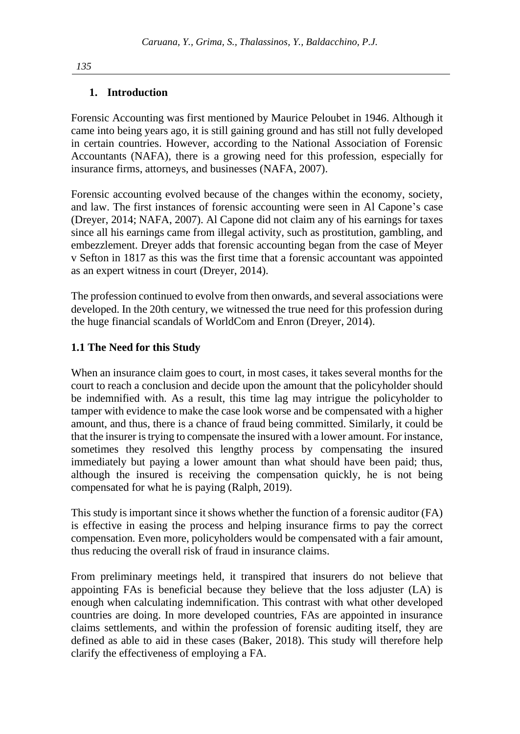## 1. Introduction

Forensic Accounting was first mentioned by Maurice Peloubet in 1946. Although it came into being years ago, it is still gaining ground and has still not fully developed in certain countries. However, according to the National Association of Forensic Accountants (NAFA), there is a growing need for this profession, especially for insurance firms, attorneys, and businesses (NAFA, 2007).

Forensic accounting evolved because of the changes within the economy, society, and law. The first instances of forensic accounting were seen in Al Capone's case (Dreyer, 2014; NAFA, 2007). Al Capone did not claim any of his earnings for taxes since all his earnings came from illegal activity, such as prostitution, gambling, and embezzlement. Dreyer adds that forensic accounting began from the case of Meyer v Sefton in 1817 as this was the first time that a forensic accountant was appointed as an expert witness in court (Dreyer, 2014).

The profession continued to evolve from then onwards, and several associations were developed. In the 20th century, we witnessed the true need for this profession during the huge financial scandals of WorldCom and Enron (Dreyer, 2014).

### 1.1 The Need for this Study

When an insurance claim goes to court, in most cases, it takes several months for the court to reach a conclusion and decide upon the amount that the policyholder should be indemnified with. As a result, this time lag may intrigue the policyholder to tamper with evidence to make the case look worse and be compensated with a higher amount, and thus, there is a chance of fraud being committed. Similarly, it could be that the insurer is trying to compensate the insured with a lower amount. For instance, sometimes they resolved this lengthy process by compensating the insured immediately but paying a lower amount than what should have been paid; thus, although the insured is receiving the compensation quickly, he is not being compensated for what he is paying (Ralph, 2019).

This study is important since it shows whether the function of a forensic auditor (FA) is effective in easing the process and helping insurance firms to pay the correct compensation. Even more, policyholders would be compensated with a fair amount, thus reducing the overall risk of fraud in insurance claims.

From preliminary meetings held, it transpired that insurers do not believe that appointing FAs is beneficial because they believe that the loss adjuster (LA) is enough when calculating indemnification. This contrast with what other developed countries are doing. In more developed countries, FAs are appointed in insurance claims settlements, and within the profession of forensic auditing itself, they are defined as able to aid in these cases (Baker, 2018). This study will therefore help clarify the effectiveness of employing a FA.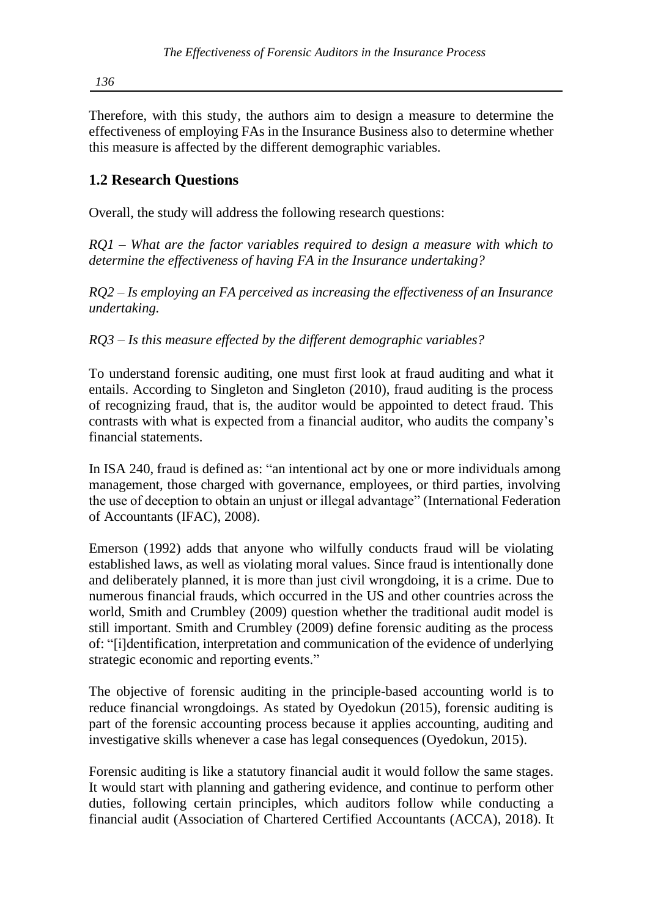Therefore, with this study, the authors aim to design a measure to determine the effectiveness of employing FAs in the Insurance Business also to determine whether this measure is affected by the different demographic variables.

## 1.2 Research Questions

Overall, the study will address the following research questions:

*RQ1 – What are the factor variables required to design a measure with which to determine the effectiveness of having FA in the Insurance undertaking?*

*RQ2 – Is employing an FA perceived as increasing the effectiveness of an Insurance undertaking.*

*RQ3 – Is this measure effected by the different demographic variables?*

To understand forensic auditing, one must first look at fraud auditing and what it entails. According to Singleton and Singleton (2010), fraud auditing is the process of recognizing fraud, that is, the auditor would be appointed to detect fraud. This contrasts with what is expected from a financial auditor, who audits the company's financial statements.

In ISA 240, fraud is defined as: "an intentional act by one or more individuals among management, those charged with governance, employees, or third parties, involving the use of deception to obtain an unjust or illegal advantage" (International Federation of Accountants (IFAC), 2008).

Emerson (1992) adds that anyone who wilfully conducts fraud will be violating established laws, as well as violating moral values. Since fraud is intentionally done and deliberately planned, it is more than just civil wrongdoing, it is a crime. Due to numerous financial frauds, which occurred in the US and other countries across the world, Smith and Crumbley (2009) question whether the traditional audit model is still important. Smith and Crumbley (2009) define forensic auditing as the process of: "[i]dentification, interpretation and communication of the evidence of underlying strategic economic and reporting events."

The objective of forensic auditing in the principle-based accounting world is to reduce financial wrongdoings. As stated by Oyedokun (2015), forensic auditing is part of the forensic accounting process because it applies accounting, auditing and investigative skills whenever a case has legal consequences (Oyedokun, 2015).

Forensic auditing is like a statutory financial audit it would follow the same stages. It would start with planning and gathering evidence, and continue to perform other duties, following certain principles, which auditors follow while conducting a financial audit (Association of Chartered Certified Accountants (ACCA), 2018). It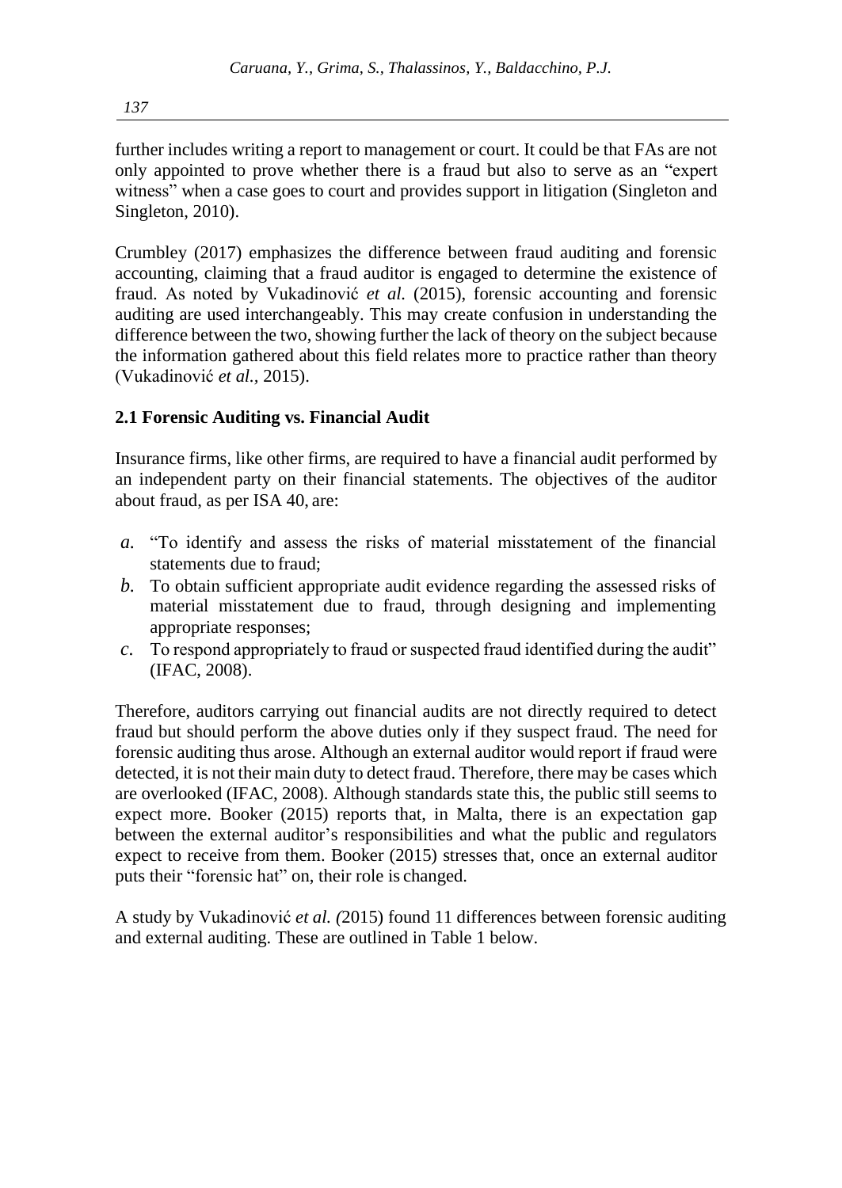further includes writing a report to management or court. It could be that FAs are not only appointed to prove whether there is a fraud but also to serve as an "expert witness" when a case goes to court and provides support in litigation (Singleton and Singleton, 2010).

Crumbley (2017) emphasizes the difference between fraud auditing and forensic accounting, claiming that a fraud auditor is engaged to determine the existence of fraud. As noted by Vukadinović *et al.* (2015), forensic accounting and forensic auditing are used interchangeably. This may create confusion in understanding the difference between the two, showing further the lack of theory on the subject because the information gathered about this field relates more to practice rather than theory (Vukadinović *et al.*, 2015).

### 2.1 Forensic Auditing vs. Financial Audit

Insurance firms, like other firms, are required to have a financial audit performed by an independent party on their financial statements. The objectives of the auditor about fraud, as per ISA 40, are:

*a.* "To identify and assess the risks of material misstatement of the financial statements due to fraud;

*b.* To obtain sufficient appropriate audit evidence regarding the assessed risks of material misstatement due to fraud, through designing and implementing appropriate responses;

*c.* To respond appropriately to fraud or suspected fraud identified during the audit" (IFAC, 2008).

Therefore, auditors carrying out financial audits are not directly required to detect fraud but should perform the above duties only if they suspect fraud. The need for forensic auditing thus arose. Although an external auditor would report if fraud were detected, it is not their main duty to detect fraud. Therefore, there may be cases which are overlooked (IFAC, 2008). Although standards state this, the public still seems to expect more. Booker (2015) reports that, in Malta, there is an expectation gap between the external auditor's responsibilities and what the public and regulators expect to receive from them. Booker (2015) stresses that, once an external auditor puts their "forensic hat" on, their role is changed.

A study by Vukadinović *et al. (*2015) found 11 differences between forensic auditing and external auditing. These are outlined in Table 1 below.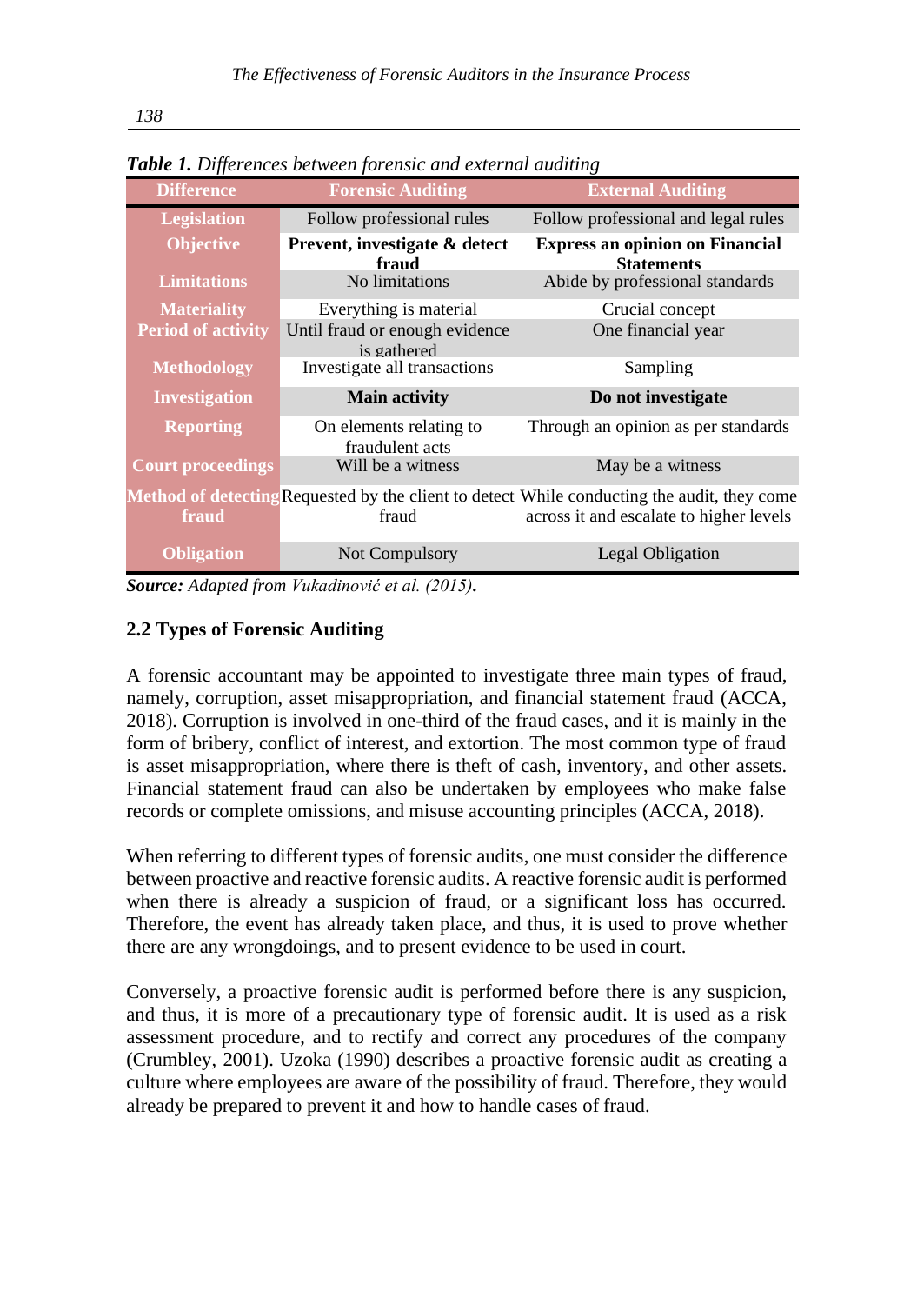***Table 1.*** *Differences between forensic and external auditing*

| Difference | Forensic Auditing | External Auditing |
|---|---|---|
| Legislation | Follow professional rules | Follow professional and legal rules |
| Objective | **Prevent, investigate & detect fraud** | **Express an opinion on Financial Statements** |
| Limitations | No limitations | Abide by professional standards |
| Materiality | Everything is material | Crucial concept |
| Period of activity | Until fraud or enough evidence is gathered | One financial year |
| Methodology | Investigate all transactions | Sampling |
| Investigation | **Main activity** | **Do not investigate** |
| Reporting | On elements relating to fraudulent acts | Through an opinion as per standards |
| Court proceedings | Will be a witness | May be a witness |
| Method of detecting fraud | Requested by the client to detect fraud | While conducting the audit, they come across it and escalate to higher levels |
| Obligation | Not Compulsory | Legal Obligation |

***Source:*** *Adapted from Vukadinović et al. (2015)*.

## 2.2 Types of Forensic Auditing

A forensic accountant may be appointed to investigate three main types of fraud, namely, corruption, asset misappropriation, and financial statement fraud (ACCA, 2018). Corruption is involved in one-third of the fraud cases, and it is mainly in the form of bribery, conflict of interest, and extortion. The most common type of fraud is asset misappropriation, where there is theft of cash, inventory, and other assets. Financial statement fraud can also be undertaken by employees who make false records or complete omissions, and misuse accounting principles (ACCA, 2018).

When referring to different types of forensic audits, one must consider the difference between proactive and reactive forensic audits. A reactive forensic audit is performed when there is already a suspicion of fraud, or a significant loss has occurred. Therefore, the event has already taken place, and thus, it is used to prove whether there are any wrongdoings, and to present evidence to be used in court.

Conversely, a proactive forensic audit is performed before there is any suspicion, and thus, it is more of a precautionary type of forensic audit. It is used as a risk assessment procedure, and to rectify and correct any procedures of the company (Crumbley, 2001). Uzoka (1990) describes a proactive forensic audit as creating a culture where employees are aware of the possibility of fraud. Therefore, they would already be prepared to prevent it and how to handle cases of fraud.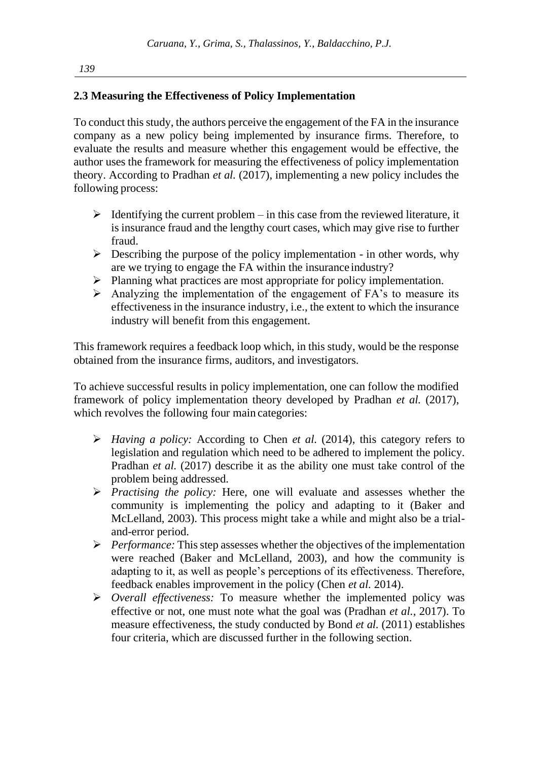## 2.3 Measuring the Effectiveness of Policy Implementation

To conduct this study, the authors perceive the engagement of the FA in the insurance company as a new policy being implemented by insurance firms. Therefore, to evaluate the results and measure whether this engagement would be effective, the author uses the framework for measuring the effectiveness of policy implementation theory. According to Pradhan *et al.* (2017), implementing a new policy includes the following process:

- Identifying the current problem – in this case from the reviewed literature, it is insurance fraud and the lengthy court cases, which may give rise to further fraud.
- Describing the purpose of the policy implementation - in other words, why are we trying to engage the FA within the insurance industry?
- Planning what practices are most appropriate for policy implementation.
- Analyzing the implementation of the engagement of FA's to measure its effectiveness in the insurance industry, i.e., the extent to which the insurance industry will benefit from this engagement.

This framework requires a feedback loop which, in this study, would be the response obtained from the insurance firms, auditors, and investigators.

To achieve successful results in policy implementation, one can follow the modified framework of policy implementation theory developed by Pradhan *et al.* (2017), which revolves the following four main categories:

- *Having a policy:* According to Chen *et al.* (2014), this category refers to legislation and regulation which need to be adhered to implement the policy. Pradhan *et al.* (2017) describe it as the ability one must take control of the problem being addressed.
- *Practising the policy:* Here, one will evaluate and assesses whether the community is implementing the policy and adapting to it (Baker and McLelland, 2003). This process might take a while and might also be a trial-and-error period.
- *Performance:* This step assesses whether the objectives of the implementation were reached (Baker and McLelland, 2003), and how the community is adapting to it, as well as people's perceptions of its effectiveness. Therefore, feedback enables improvement in the policy (Chen *et al.* 2014).
- *Overall effectiveness:* To measure whether the implemented policy was effective or not, one must note what the goal was (Pradhan *et al.*, 2017). To measure effectiveness, the study conducted by Bond *et al.* (2011) establishes four criteria, which are discussed further in the following section.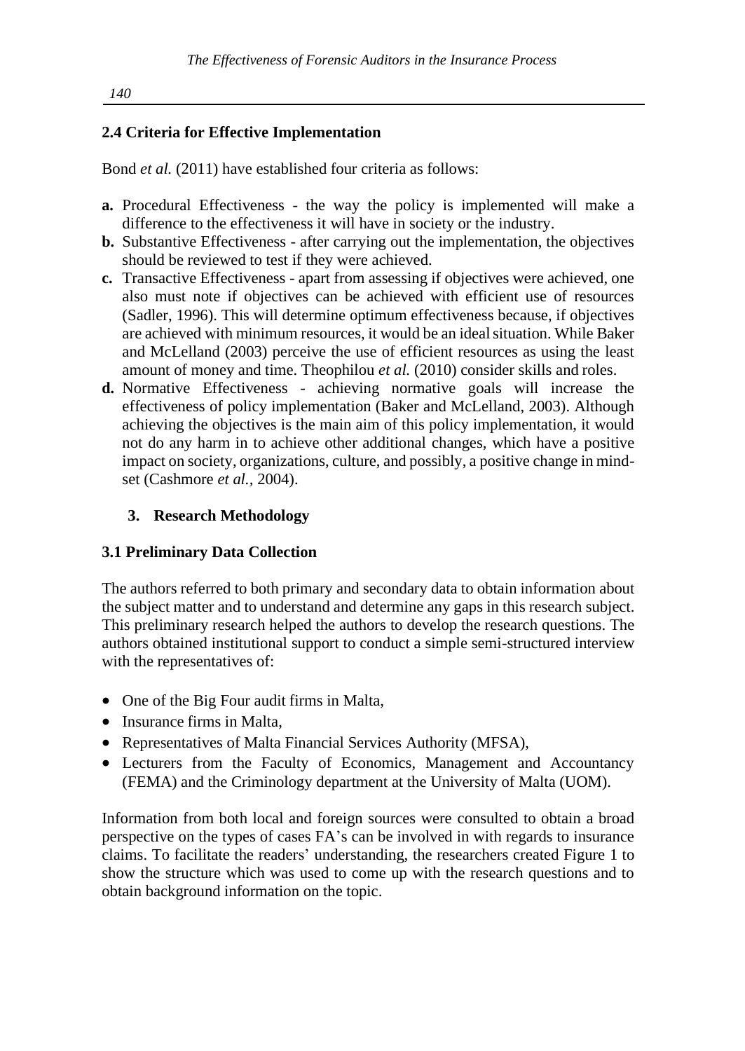### 2.4 Criteria for Effective Implementation

Bond *et al.* (2011) have established four criteria as follows:

- **a.** Procedural Effectiveness - the way the policy is implemented will make a difference to the effectiveness it will have in society or the industry.
- **b.** Substantive Effectiveness - after carrying out the implementation, the objectives should be reviewed to test if they were achieved.
- **c.** Transactive Effectiveness - apart from assessing if objectives were achieved, one also must note if objectives can be achieved with efficient use of resources (Sadler, 1996). This will determine optimum effectiveness because, if objectives are achieved with minimum resources, it would be an ideal situation. While Baker and McLelland (2003) perceive the use of efficient resources as using the least amount of money and time. Theophilou *et al.* (2010) consider skills and roles.
- **d.** Normative Effectiveness - achieving normative goals will increase the effectiveness of policy implementation (Baker and McLelland, 2003). Although achieving the objectives is the main aim of this policy implementation, it would not do any harm in to achieve other additional changes, which have a positive impact on society, organizations, culture, and possibly, a positive change in mind-set (Cashmore *et al.*, 2004).

## 3. Research Methodology

### 3.1 Preliminary Data Collection

The authors referred to both primary and secondary data to obtain information about the subject matter and to understand and determine any gaps in this research subject. This preliminary research helped the authors to develop the research questions. The authors obtained institutional support to conduct a simple semi-structured interview with the representatives of:

- One of the Big Four audit firms in Malta,
- Insurance firms in Malta,
- Representatives of Malta Financial Services Authority (MFSA),
- Lecturers from the Faculty of Economics, Management and Accountancy (FEMA) and the Criminology department at the University of Malta (UOM).

Information from both local and foreign sources were consulted to obtain a broad perspective on the types of cases FA's can be involved in with regards to insurance claims. To facilitate the readers' understanding, the researchers created Figure 1 to show the structure which was used to come up with the research questions and to obtain background information on the topic.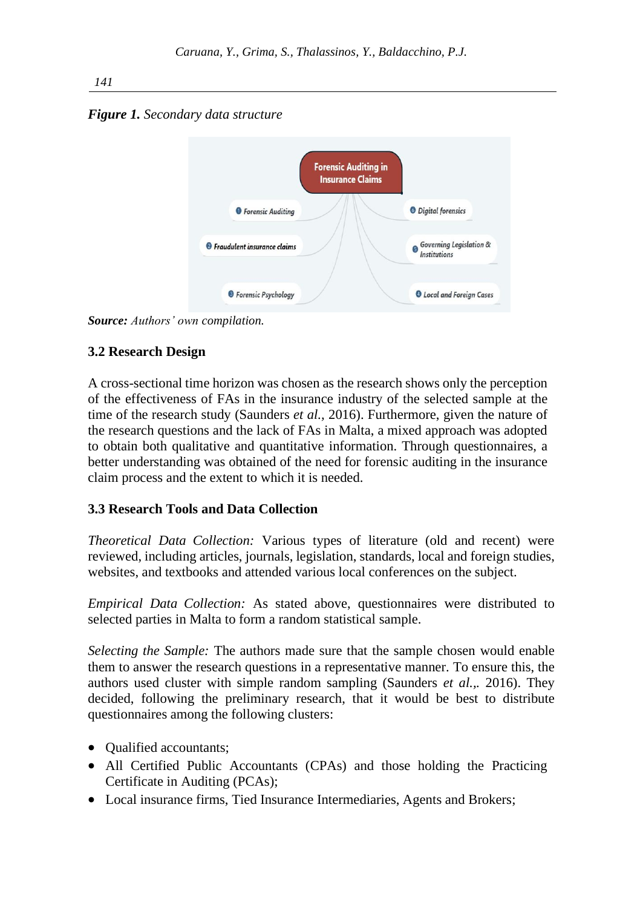***Figure 1.*** *Secondary data structure*

Forensic Auditing in Insurance Claims

1. Forensic Auditing
2. Fraudulent insurance claims
3. Forensic Psychology
4. Local and Foreign Cases
5. Governing Legislation & Institutions
6. Digital forensics

***Source:*** *Authors' own compilation.*

### 3.2 Research Design

A cross-sectional time horizon was chosen as the research shows only the perception of the effectiveness of FAs in the insurance industry of the selected sample at the time of the research study (Saunders *et al.,* 2016). Furthermore, given the nature of the research questions and the lack of FAs in Malta, a mixed approach was adopted to obtain both qualitative and quantitative information. Through questionnaires, a better understanding was obtained of the need for forensic auditing in the insurance claim process and the extent to which it is needed.

### 3.3 Research Tools and Data Collection

*Theoretical Data Collection:* Various types of literature (old and recent) were reviewed, including articles, journals, legislation, standards, local and foreign studies, websites, and textbooks and attended various local conferences on the subject.

*Empirical Data Collection:* As stated above, questionnaires were distributed to selected parties in Malta to form a random statistical sample.

*Selecting the Sample:* The authors made sure that the sample chosen would enable them to answer the research questions in a representative manner. To ensure this, the authors used cluster with simple random sampling (Saunders *et al.,*. 2016). They decided, following the preliminary research, that it would be best to distribute questionnaires among the following clusters:

- Qualified accountants;
- All Certified Public Accountants (CPAs) and those holding the Practicing Certificate in Auditing (PCAs);
- Local insurance firms, Tied Insurance Intermediaries, Agents and Brokers;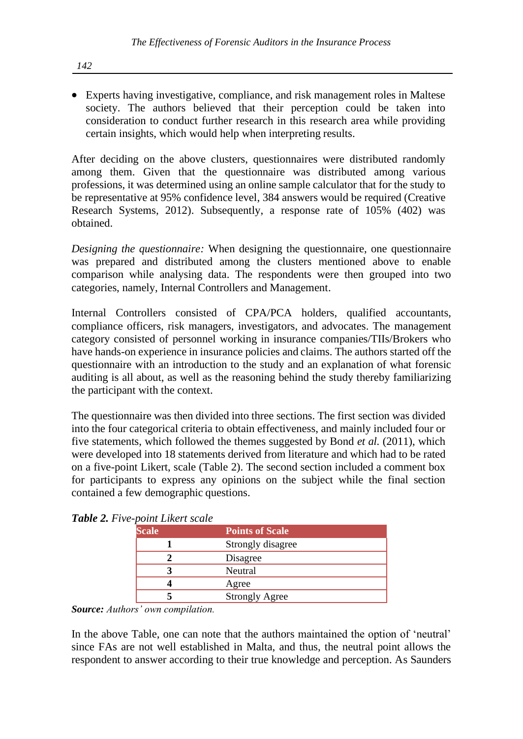- Experts having investigative, compliance, and risk management roles in Maltese society. The authors believed that their perception could be taken into consideration to conduct further research in this research area while providing certain insights, which would help when interpreting results.

After deciding on the above clusters, questionnaires were distributed randomly among them. Given that the questionnaire was distributed among various professions, it was determined using an online sample calculator that for the study to be representative at 95% confidence level, 384 answers would be required (Creative Research Systems, 2012). Subsequently, a response rate of 105% (402) was obtained.

*Designing the questionnaire:* When designing the questionnaire, one questionnaire was prepared and distributed among the clusters mentioned above to enable comparison while analysing data. The respondents were then grouped into two categories, namely, Internal Controllers and Management.

Internal Controllers consisted of CPA/PCA holders, qualified accountants, compliance officers, risk managers, investigators, and advocates. The management category consisted of personnel working in insurance companies/TIIs/Brokers who have hands-on experience in insurance policies and claims. The authors started off the questionnaire with an introduction to the study and an explanation of what forensic auditing is all about, as well as the reasoning behind the study thereby familiarizing the participant with the context.

The questionnaire was then divided into three sections. The first section was divided into the four categorical criteria to obtain effectiveness, and mainly included four or five statements, which followed the themes suggested by Bond *et al.* (2011), which were developed into 18 statements derived from literature and which had to be rated on a five-point Likert, scale (Table 2). The second section included a comment box for participants to express any opinions on the subject while the final section contained a few demographic questions.

***Table 2.*** *Five-point Likert scale*

| Scale | Points of Scale |
|---|---|
| **1** | Strongly disagree |
| **2** | Disagree |
| **3** | Neutral |
| **4** | Agree |
| **5** | Strongly Agree |

***Source:*** *Authors' own compilation.*

In the above Table, one can note that the authors maintained the option of 'neutral' since FAs are not well established in Malta, and thus, the neutral point allows the respondent to answer according to their true knowledge and perception. As Saunders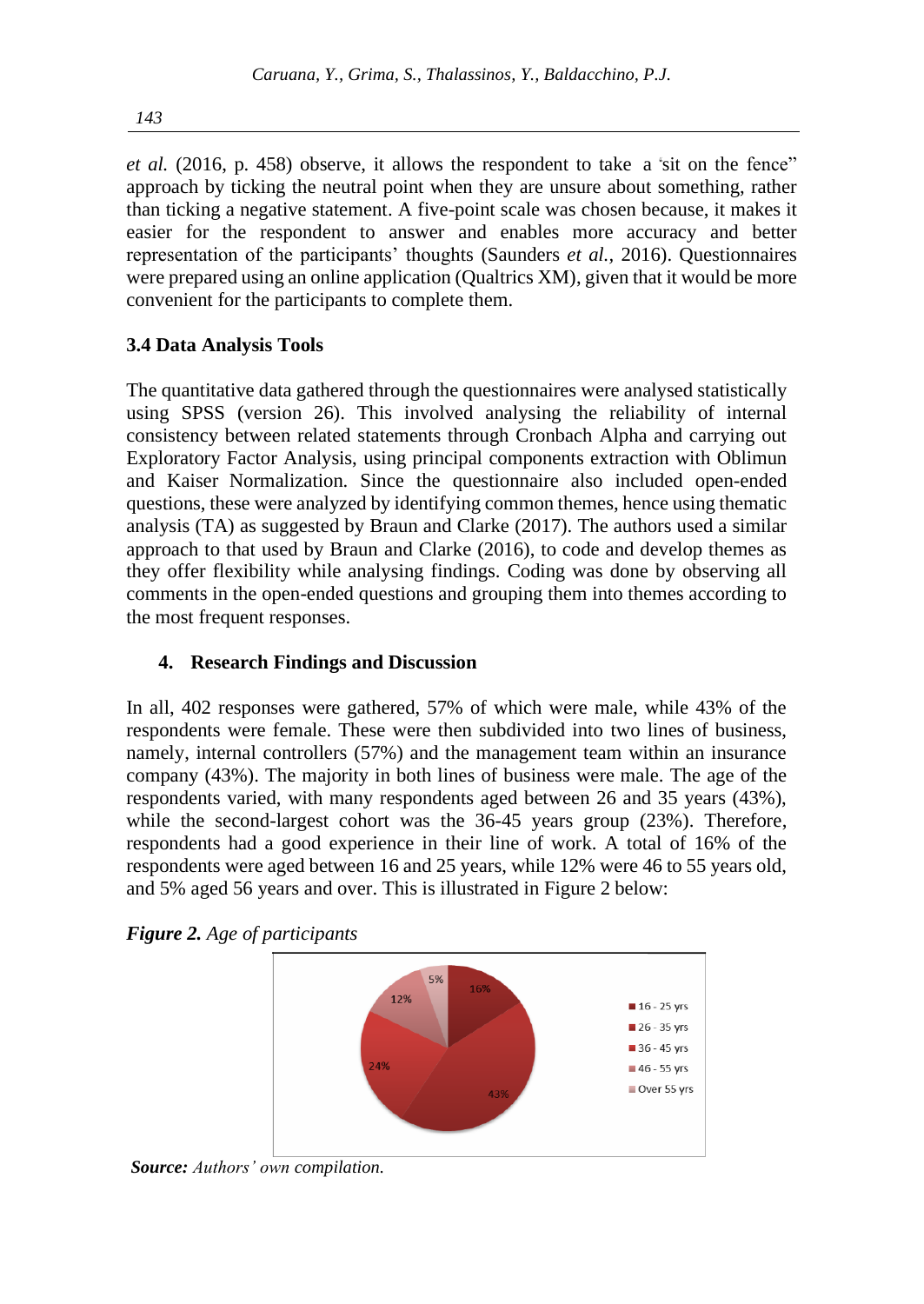*et al.* (2016, p. 458) observe, it allows the respondent to take a "sit on the fence" approach by ticking the neutral point when they are unsure about something, rather than ticking a negative statement. A five-point scale was chosen because, it makes it easier for the respondent to answer and enables more accuracy and better representation of the participants' thoughts (Saunders *et al.*, 2016). Questionnaires were prepared using an online application (Qualtrics XM), given that it would be more convenient for the participants to complete them.

### 3.4 Data Analysis Tools

The quantitative data gathered through the questionnaires were analysed statistically using SPSS (version 26). This involved analysing the reliability of internal consistency between related statements through Cronbach Alpha and carrying out Exploratory Factor Analysis, using principal components extraction with Oblimun and Kaiser Normalization. Since the questionnaire also included open-ended questions, these were analyzed by identifying common themes, hence using thematic analysis (TA) as suggested by Braun and Clarke (2017). The authors used a similar approach to that used by Braun and Clarke (2016), to code and develop themes as they offer flexibility while analysing findings. Coding was done by observing all comments in the open-ended questions and grouping them into themes according to the most frequent responses.

## 4. Research Findings and Discussion

In all, 402 responses were gathered, 57% of which were male, while 43% of the respondents were female. These were then subdivided into two lines of business, namely, internal controllers (57%) and the management team within an insurance company (43%). The majority in both lines of business were male. The age of the respondents varied, with many respondents aged between 26 and 35 years (43%), while the second-largest cohort was the 36-45 years group (23%). Therefore, respondents had a good experience in their line of work. A total of 16% of the respondents were aged between 16 and 25 years, while 12% were 46 to 55 years old, and 5% aged 56 years and over. This is illustrated in Figure 2 below:

***Figure 2.*** *Age of participants*

| Age group | Percentage |
|---|---|
| 16 - 25 yrs | 16% |
| 26 - 35 yrs | 43% |
| 36 - 45 yrs | 24% |
| 46 - 55 yrs | 12% |
| Over 55 yrs | 5% |

***Source:*** *Authors' own compilation.*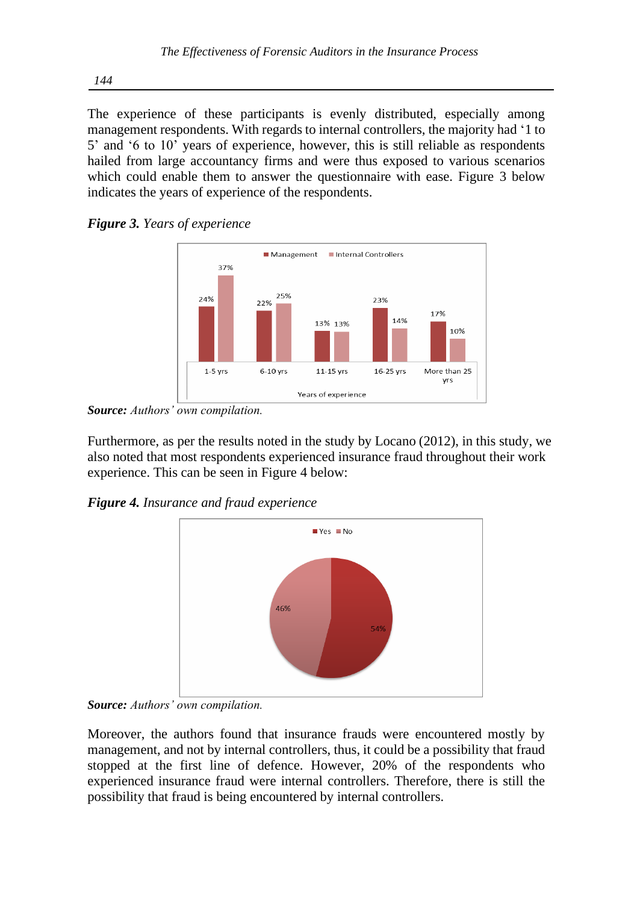The experience of these participants is evenly distributed, especially among management respondents. With regards to internal controllers, the majority had '1 to 5' and '6 to 10' years of experience, however, this is still reliable as respondents hailed from large accountancy firms and were thus exposed to various scenarios which could enable them to answer the questionnaire with ease. Figure 3 below indicates the years of experience of the respondents.

***Figure 3.*** *Years of experience*

***Source:*** *Authors' own compilation.*

Furthermore, as per the results noted in the study by Locano (2012), in this study, we also noted that most respondents experienced insurance fraud throughout their work experience. This can be seen in Figure 4 below:

***Figure 4.*** *Insurance and fraud experience*

***Source:*** *Authors' own compilation.*

Moreover, the authors found that insurance frauds were encountered mostly by management, and not by internal controllers, thus, it could be a possibility that fraud stopped at the first line of defence. However, 20% of the respondents who experienced insurance fraud were internal controllers. Therefore, there is still the possibility that fraud is being encountered by internal controllers.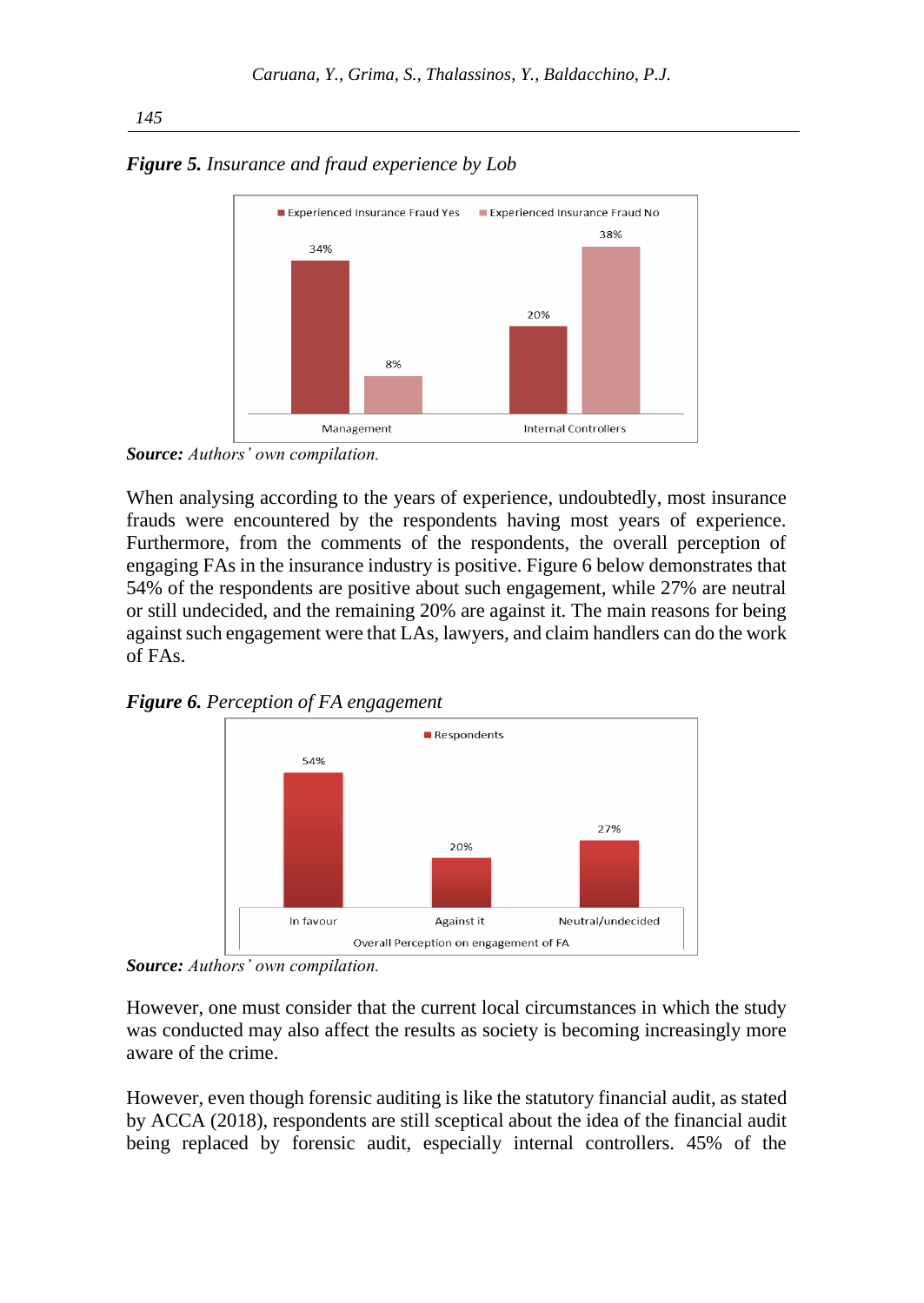***Figure 5.*** *Insurance and fraud experience by Lob*

***Source:*** *Authors' own compilation.*

When analysing according to the years of experience, undoubtedly, most insurance frauds were encountered by the respondents having most years of experience. Furthermore, from the comments of the respondents, the overall perception of engaging FAs in the insurance industry is positive. Figure 6 below demonstrates that 54% of the respondents are positive about such engagement, while 27% are neutral or still undecided, and the remaining 20% are against it. The main reasons for being against such engagement were that LAs, lawyers, and claim handlers can do the work of FAs.

***Figure 6.*** *Perception of FA engagement*

***Source:*** *Authors' own compilation.*

However, one must consider that the current local circumstances in which the study was conducted may also affect the results as society is becoming increasingly more aware of the crime.

However, even though forensic auditing is like the statutory financial audit, as stated by ACCA (2018), respondents are still sceptical about the idea of the financial audit being replaced by forensic audit, especially internal controllers. 45% of the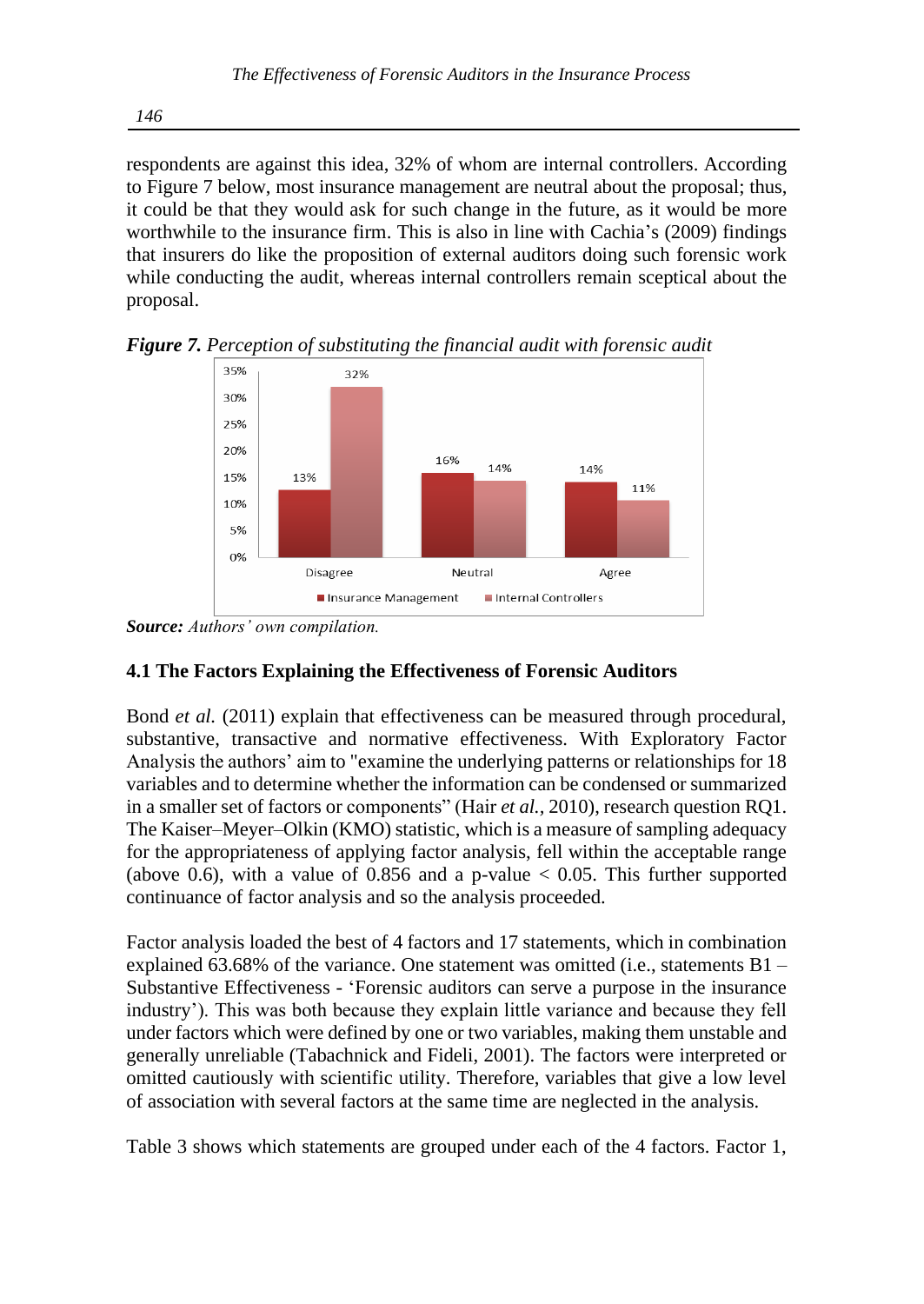respondents are against this idea, 32% of whom are internal controllers. According to Figure 7 below, most insurance management are neutral about the proposal; thus, it could be that they would ask for such change in the future, as it would be more worthwhile to the insurance firm. This is also in line with Cachia's (2009) findings that insurers do like the proposition of external auditors doing such forensic work while conducting the audit, whereas internal controllers remain sceptical about the proposal.

***Figure 7.*** *Perception of substituting the financial audit with forensic audit*

***Source:*** *Authors' own compilation.*

### 4.1 The Factors Explaining the Effectiveness of Forensic Auditors

Bond *et al.* (2011) explain that effectiveness can be measured through procedural, substantive, transactive and normative effectiveness. With Exploratory Factor Analysis the authors' aim to "examine the underlying patterns or relationships for 18 variables and to determine whether the information can be condensed or summarized in a smaller set of factors or components" (Hair *et al.*, 2010), research question RQ1. The Kaiser–Meyer–Olkin (KMO) statistic, which is a measure of sampling adequacy for the appropriateness of applying factor analysis, fell within the acceptable range (above 0.6), with a value of 0.856 and a p-value $< 0.05$. This further supported continuance of factor analysis and so the analysis proceeded.

Factor analysis loaded the best of 4 factors and 17 statements, which in combination explained 63.68% of the variance. One statement was omitted (i.e., statements B1 – Substantive Effectiveness - 'Forensic auditors can serve a purpose in the insurance industry'). This was both because they explain little variance and because they fell under factors which were defined by one or two variables, making them unstable and generally unreliable (Tabachnick and Fideli, 2001). The factors were interpreted or omitted cautiously with scientific utility. Therefore, variables that give a low level of association with several factors at the same time are neglected in the analysis.

Table 3 shows which statements are grouped under each of the 4 factors. Factor 1,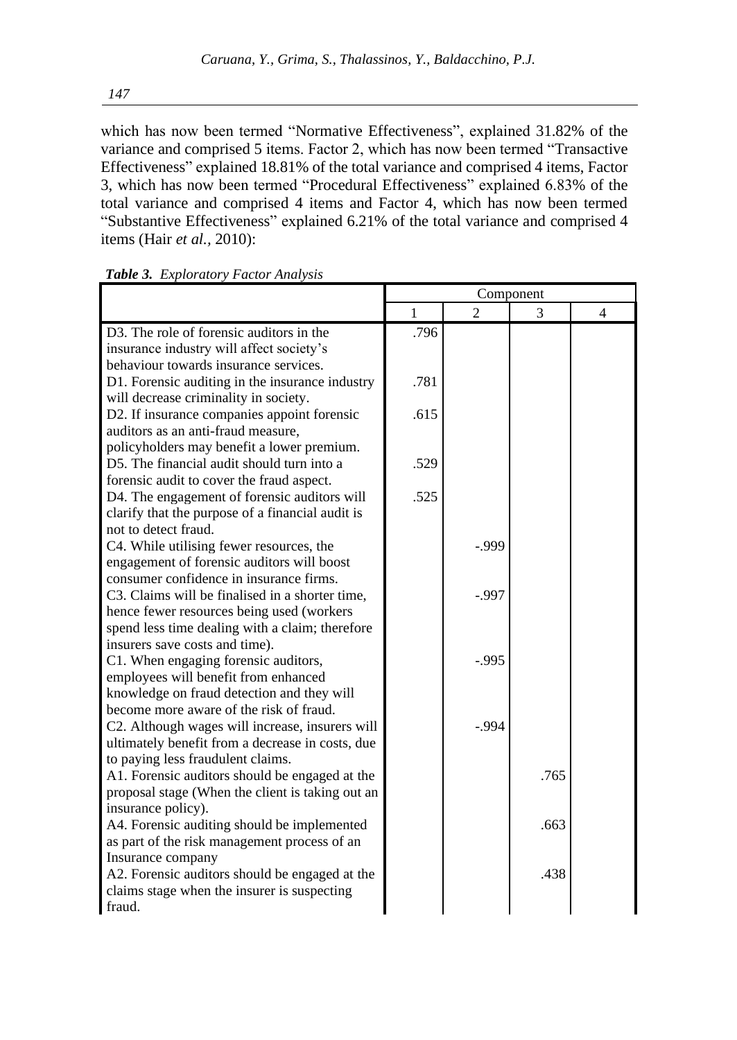which has now been termed "Normative Effectiveness", explained 31.82% of the variance and comprised 5 items. Factor 2, which has now been termed "Transactive Effectiveness" explained 18.81% of the total variance and comprised 4 items, Factor 3, which has now been termed "Procedural Effectiveness" explained 6.83% of the total variance and comprised 4 items and Factor 4, which has now been termed "Substantive Effectiveness" explained 6.21% of the total variance and comprised 4 items (Hair *et al.,* 2010):

***Table 3.*** *Exploratory Factor Analysis*

| | Component | | | |
|---|---|---|---|---|
| | 1 | 2 | 3 | 4 |
| D3. The role of forensic auditors in the insurance industry will affect society's behaviour towards insurance services. | .796 | | | |
| D1. Forensic auditing in the insurance industry will decrease criminality in society. | .781 | | | |
| D2. If insurance companies appoint forensic auditors as an anti-fraud measure, policyholders may benefit a lower premium. | .615 | | | |
| D5. The financial audit should turn into a forensic audit to cover the fraud aspect. | .529 | | | |
| D4. The engagement of forensic auditors will clarify that the purpose of a financial audit is not to detect fraud. | .525 | | | |
| C4. While utilising fewer resources, the engagement of forensic auditors will boost consumer confidence in insurance firms. | | -.999 | | |
| C3. Claims will be finalised in a shorter time, hence fewer resources being used (workers spend less time dealing with a claim; therefore insurers save costs and time). | | -.997 | | |
| C1. When engaging forensic auditors, employees will benefit from enhanced knowledge on fraud detection and they will become more aware of the risk of fraud. | | -.995 | | |
| C2. Although wages will increase, insurers will ultimately benefit from a decrease in costs, due to paying less fraudulent claims. | | -.994 | | |
| A1. Forensic auditors should be engaged at the proposal stage (When the client is taking out an insurance policy). | | | .765 | |
| A4. Forensic auditing should be implemented as part of the risk management process of an Insurance company | | | .663 | |
| A2. Forensic auditors should be engaged at the claims stage when the insurer is suspecting fraud. | | | .438 | |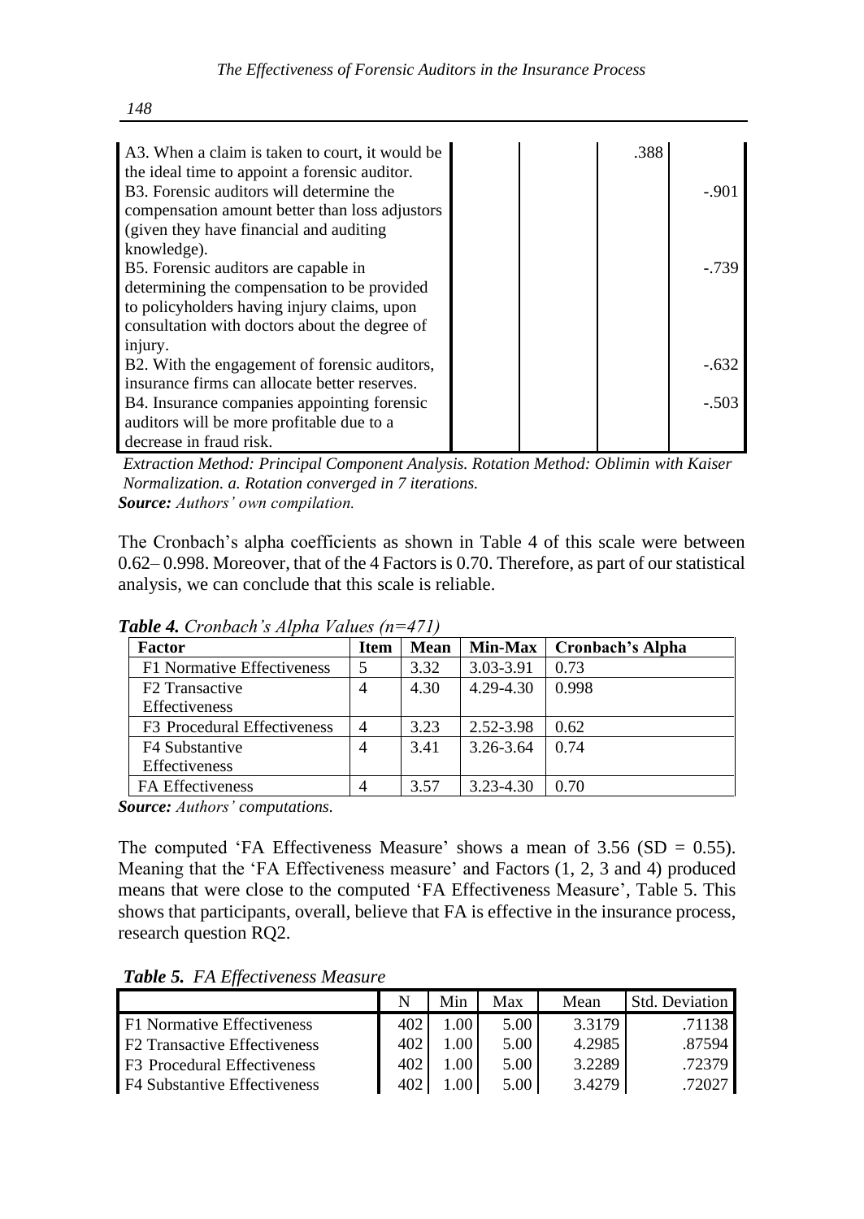| | | | | |
|---|---|---|---|---|
| A3. When a claim is taken to court, it would be the ideal time to appoint a forensic auditor. | | | .388 | |
| B3. Forensic auditors will determine the compensation amount better than loss adjustors (given they have financial and auditing knowledge). | | | | -.901 |
| B5. Forensic auditors are capable in determining the compensation to be provided to policyholders having injury claims, upon consultation with doctors about the degree of injury. | | | | -.739 |
| B2. With the engagement of forensic auditors, insurance firms can allocate better reserves. | | | | -.632 |
| B4. Insurance companies appointing forensic auditors will be more profitable due to a decrease in fraud risk. | | | | -.503 |

*Extraction Method: Principal Component Analysis. Rotation Method: Oblimin with Kaiser Normalization. a. Rotation converged in 7 iterations.*
***Source:*** *Authors' own compilation.*

The Cronbach's alpha coefficients as shown in Table 4 of this scale were between 0.62– 0.998. Moreover, that of the 4 Factors is 0.70. Therefore, as part of our statistical analysis, we can conclude that this scale is reliable.

***Table 4.*** *Cronbach's Alpha Values (n=471)*

| Factor | Item | Mean | Min-Max | Cronbach's Alpha |
|---|---|---|---|---|
| F1 Normative Effectiveness | 5 | 3.32 | 3.03-3.91 | 0.73 |
| F2 Transactive Effectiveness | 4 | 4.30 | 4.29-4.30 | 0.998 |
| F3 Procedural Effectiveness | 4 | 3.23 | 2.52-3.98 | 0.62 |
| F4 Substantive Effectiveness | 4 | 3.41 | 3.26-3.64 | 0.74 |
| FA Effectiveness | 4 | 3.57 | 3.23-4.30 | 0.70 |

***Source:*** *Authors' computations.*

The computed 'FA Effectiveness Measure' shows a mean of 3.56 (SD = 0.55). Meaning that the 'FA Effectiveness measure' and Factors (1, 2, 3 and 4) produced means that were close to the computed 'FA Effectiveness Measure', Table 5. This shows that participants, overall, believe that FA is effective in the insurance process, research question RQ2.

***Table 5.*** *FA Effectiveness Measure*

| | N | Min | Max | Mean | Std. Deviation |
|---|---|---|---|---|---|
| F1 Normative Effectiveness | 402 | 1.00 | 5.00 | 3.3179 | .71138 |
| F2 Transactive Effectiveness | 402 | 1.00 | 5.00 | 4.2985 | .87594 |
| F3 Procedural Effectiveness | 402 | 1.00 | 5.00 | 3.2289 | .72379 |
| F4 Substantive Effectiveness | 402 | 1.00 | 5.00 | 3.4279 | .72027 |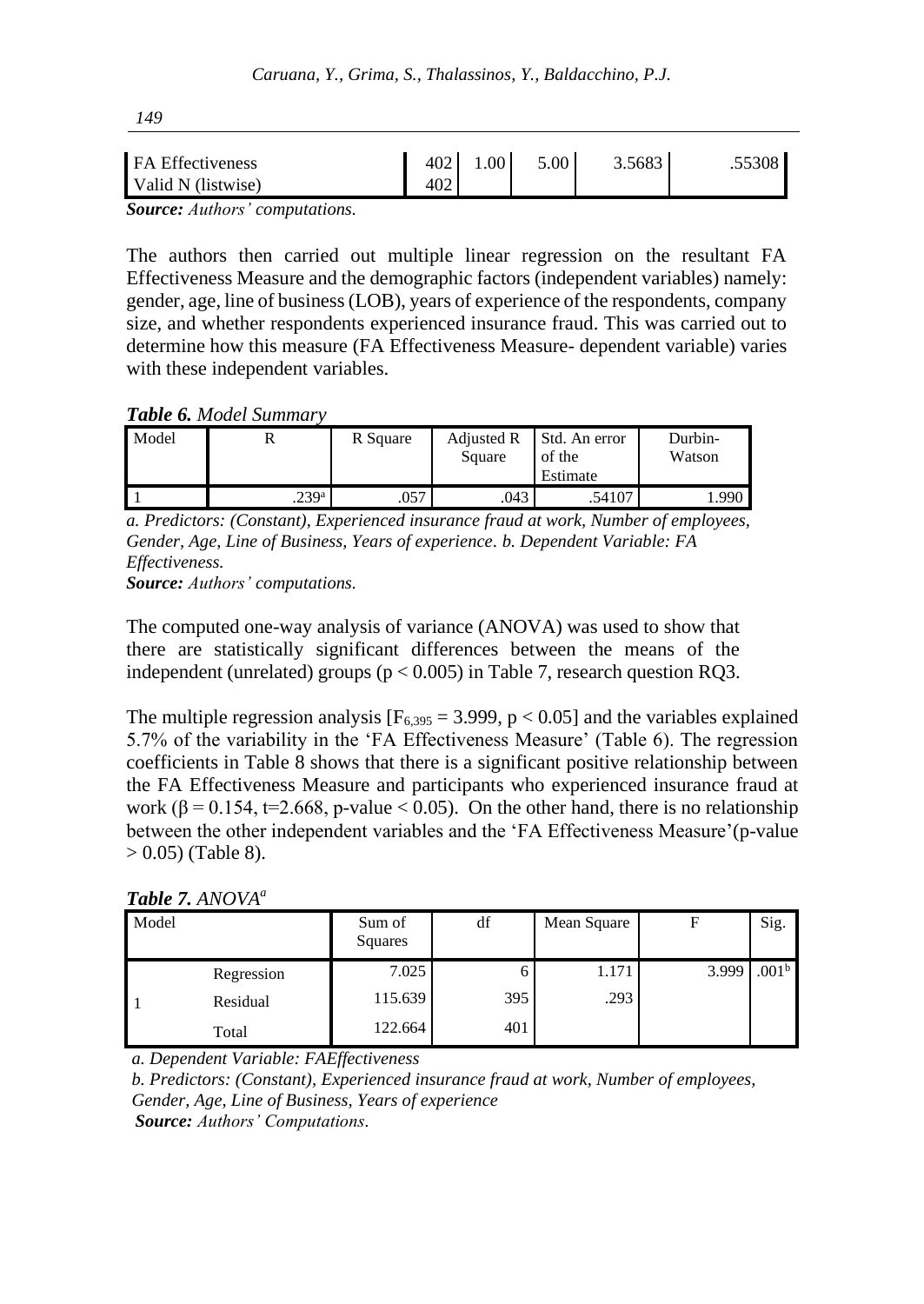| FA Effectiveness | 402 | 1.00 | 5.00 | 3.5683 | .55308 |
|---|---|---|---|---|---|
| Valid N (listwise) | 402 | | | | |

***Source:*** *Authors' computations.*

The authors then carried out multiple linear regression on the resultant FA Effectiveness Measure and the demographic factors (independent variables) namely: gender, age, line of business (LOB), years of experience of the respondents, company size, and whether respondents experienced insurance fraud. This was carried out to determine how this measure (FA Effectiveness Measure- dependent variable) varies with these independent variables.

***Table 6.*** *Model Summary*

| Model | R | R Square | Adjusted R Square | Std. An error of the Estimate | Durbin-Watson |
|---|---|---|---|---|---|
| 1 | .239[a] | .057 | .043 | .54107 | 1.990 |

*a. Predictors: (Constant), Experienced insurance fraud at work, Number of employees, Gender, Age, Line of Business, Years of experience. b. Dependent Variable: FA Effectiveness.*

***Source:*** *Authors' computations.*

The computed one-way analysis of variance (ANOVA) was used to show that there are statistically significant differences between the means of the independent (unrelated) groups ($p < 0.005$) in Table 7, research question RQ3.

The multiple regression analysis [$F_{6,395} = 3.999$, $p < 0.05$] and the variables explained 5.7% of the variability in the 'FA Effectiveness Measure' (Table 6). The regression coefficients in Table 8 shows that there is a significant positive relationship between the FA Effectiveness Measure and participants who experienced insurance fraud at work ($\beta = 0.154$, $t=2.668$, p-value $< 0.05$). On the other hand, there is no relationship between the other independent variables and the 'FA Effectiveness Measure'(p-value $> 0.05$) (Table 8).

***Table 7.*** *ANOVA[a]*

| Model | | Sum of Squares | df | Mean Square | F | Sig. |
|---|---|---|---|---|---|---|
| 1 | Regression | 7.025 | 6 | 1.171 | 3.999 | .001[b] |
| | Residual | 115.639 | 395 | .293 | | |
| | Total | 122.664 | 401 | | | |

*a. Dependent Variable: FAEffectiveness*

*b. Predictors: (Constant), Experienced insurance fraud at work, Number of employees, Gender, Age, Line of Business, Years of experience*

***Source:*** *Authors' Computations.*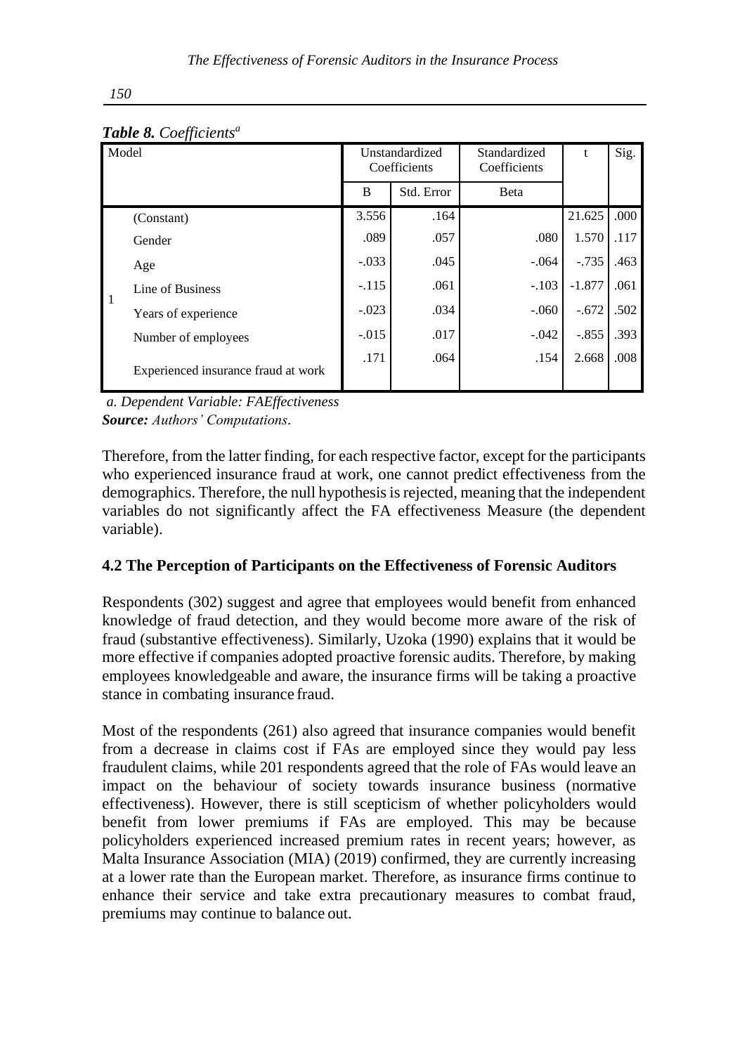***Table 8.** Coefficients[a]*

| Model | | Unstandardized Coefficients | | Standardized Coefficients | t | Sig. |
|---|---|---|---|---|---|---|
| | | B | Std. Error | Beta | | |
| 1 | (Constant) | 3.556 | .164 | | 21.625 | .000 |
| | Gender | .089 | .057 | .080 | 1.570 | .117 |
| | Age | -.033 | .045 | -.064 | -.735 | .463 |
| | Line of Business | -.115 | .061 | -.103 | -1.877 | .061 |
| | Years of experience | -.023 | .034 | -.060 | -.672 | .502 |
| | Number of employees | -.015 | .017 | -.042 | -.855 | .393 |
| | Experienced insurance fraud at work | .171 | .064 | .154 | 2.668 | .008 |

*a. Dependent Variable: FAEffectiveness*

***Source:** Authors' Computations.*

Therefore, from the latter finding, for each respective factor, except for the participants who experienced insurance fraud at work, one cannot predict effectiveness from the demographics. Therefore, the null hypothesis is rejected, meaning that the independent variables do not significantly affect the FA effectiveness Measure (the dependent variable).

### 4.2 The Perception of Participants on the Effectiveness of Forensic Auditors

Respondents (302) suggest and agree that employees would benefit from enhanced knowledge of fraud detection, and they would become more aware of the risk of fraud (substantive effectiveness). Similarly, Uzoka (1990) explains that it would be more effective if companies adopted proactive forensic audits. Therefore, by making employees knowledgeable and aware, the insurance firms will be taking a proactive stance in combating insurance fraud.

Most of the respondents (261) also agreed that insurance companies would benefit from a decrease in claims cost if FAs are employed since they would pay less fraudulent claims, while 201 respondents agreed that the role of FAs would leave an impact on the behaviour of society towards insurance business (normative effectiveness). However, there is still scepticism of whether policyholders would benefit from lower premiums if FAs are employed. This may be because policyholders experienced increased premium rates in recent years; however, as Malta Insurance Association (MIA) (2019) confirmed, they are currently increasing at a lower rate than the European market. Therefore, as insurance firms continue to enhance their service and take extra precautionary measures to combat fraud, premiums may continue to balance out.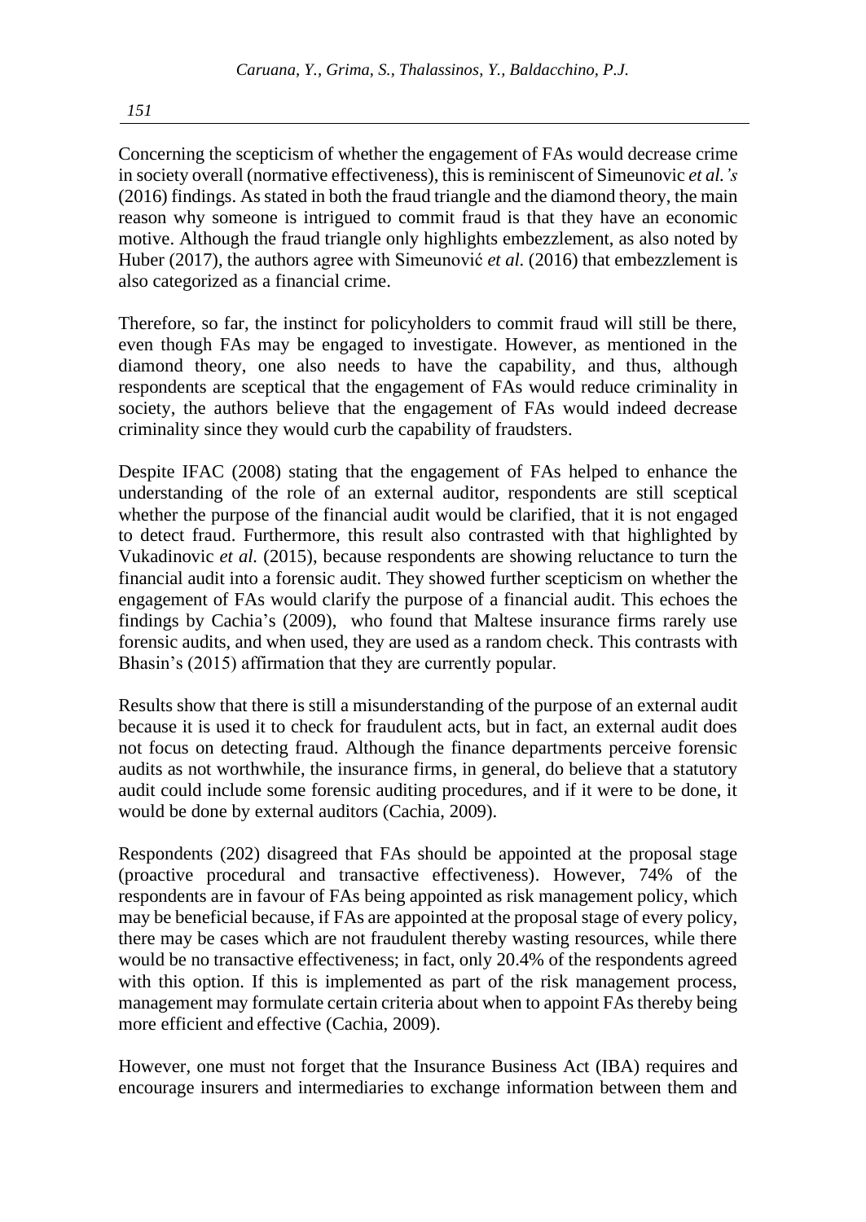Concerning the scepticism of whether the engagement of FAs would decrease crime in society overall (normative effectiveness), this is reminiscent of Simeunovic *et al.'s* (2016) findings. As stated in both the fraud triangle and the diamond theory, the main reason why someone is intrigued to commit fraud is that they have an economic motive. Although the fraud triangle only highlights embezzlement, as also noted by Huber (2017), the authors agree with Simeunović *et al.* (2016) that embezzlement is also categorized as a financial crime.

Therefore, so far, the instinct for policyholders to commit fraud will still be there, even though FAs may be engaged to investigate. However, as mentioned in the diamond theory, one also needs to have the capability, and thus, although respondents are sceptical that the engagement of FAs would reduce criminality in society, the authors believe that the engagement of FAs would indeed decrease criminality since they would curb the capability of fraudsters.

Despite IFAC (2008) stating that the engagement of FAs helped to enhance the understanding of the role of an external auditor, respondents are still sceptical whether the purpose of the financial audit would be clarified, that it is not engaged to detect fraud. Furthermore, this result also contrasted with that highlighted by Vukadinovic *et al.* (2015), because respondents are showing reluctance to turn the financial audit into a forensic audit. They showed further scepticism on whether the engagement of FAs would clarify the purpose of a financial audit. This echoes the findings by Cachia's (2009), who found that Maltese insurance firms rarely use forensic audits, and when used, they are used as a random check. This contrasts with Bhasin's (2015) affirmation that they are currently popular.

Results show that there is still a misunderstanding of the purpose of an external audit because it is used it to check for fraudulent acts, but in fact, an external audit does not focus on detecting fraud. Although the finance departments perceive forensic audits as not worthwhile, the insurance firms, in general, do believe that a statutory audit could include some forensic auditing procedures, and if it were to be done, it would be done by external auditors (Cachia, 2009).

Respondents (202) disagreed that FAs should be appointed at the proposal stage (proactive procedural and transactive effectiveness). However, 74% of the respondents are in favour of FAs being appointed as risk management policy, which may be beneficial because, if FAs are appointed at the proposal stage of every policy, there may be cases which are not fraudulent thereby wasting resources, while there would be no transactive effectiveness; in fact, only 20.4% of the respondents agreed with this option. If this is implemented as part of the risk management process, management may formulate certain criteria about when to appoint FAs thereby being more efficient and effective (Cachia, 2009).

However, one must not forget that the Insurance Business Act (IBA) requires and encourage insurers and intermediaries to exchange information between them and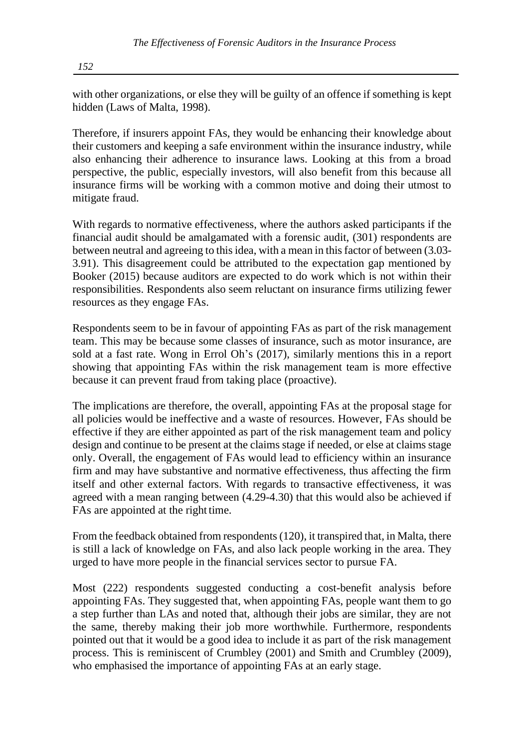with other organizations, or else they will be guilty of an offence if something is kept hidden (Laws of Malta, 1998).

Therefore, if insurers appoint FAs, they would be enhancing their knowledge about their customers and keeping a safe environment within the insurance industry, while also enhancing their adherence to insurance laws. Looking at this from a broad perspective, the public, especially investors, will also benefit from this because all insurance firms will be working with a common motive and doing their utmost to mitigate fraud.

With regards to normative effectiveness, where the authors asked participants if the financial audit should be amalgamated with a forensic audit, (301) respondents are between neutral and agreeing to this idea, with a mean in this factor of between (3.03-3.91). This disagreement could be attributed to the expectation gap mentioned by Booker (2015) because auditors are expected to do work which is not within their responsibilities. Respondents also seem reluctant on insurance firms utilizing fewer resources as they engage FAs.

Respondents seem to be in favour of appointing FAs as part of the risk management team. This may be because some classes of insurance, such as motor insurance, are sold at a fast rate. Wong in Errol Oh's (2017), similarly mentions this in a report showing that appointing FAs within the risk management team is more effective because it can prevent fraud from taking place (proactive).

The implications are therefore, the overall, appointing FAs at the proposal stage for all policies would be ineffective and a waste of resources. However, FAs should be effective if they are either appointed as part of the risk management team and policy design and continue to be present at the claims stage if needed, or else at claims stage only. Overall, the engagement of FAs would lead to efficiency within an insurance firm and may have substantive and normative effectiveness, thus affecting the firm itself and other external factors. With regards to transactive effectiveness, it was agreed with a mean ranging between (4.29-4.30) that this would also be achieved if FAs are appointed at the right time.

From the feedback obtained from respondents (120), it transpired that, in Malta, there is still a lack of knowledge on FAs, and also lack people working in the area. They urged to have more people in the financial services sector to pursue FA.

Most (222) respondents suggested conducting a cost-benefit analysis before appointing FAs. They suggested that, when appointing FAs, people want them to go a step further than LAs and noted that, although their jobs are similar, they are not the same, thereby making their job more worthwhile. Furthermore, respondents pointed out that it would be a good idea to include it as part of the risk management process. This is reminiscent of Crumbley (2001) and Smith and Crumbley (2009), who emphasised the importance of appointing FAs at an early stage.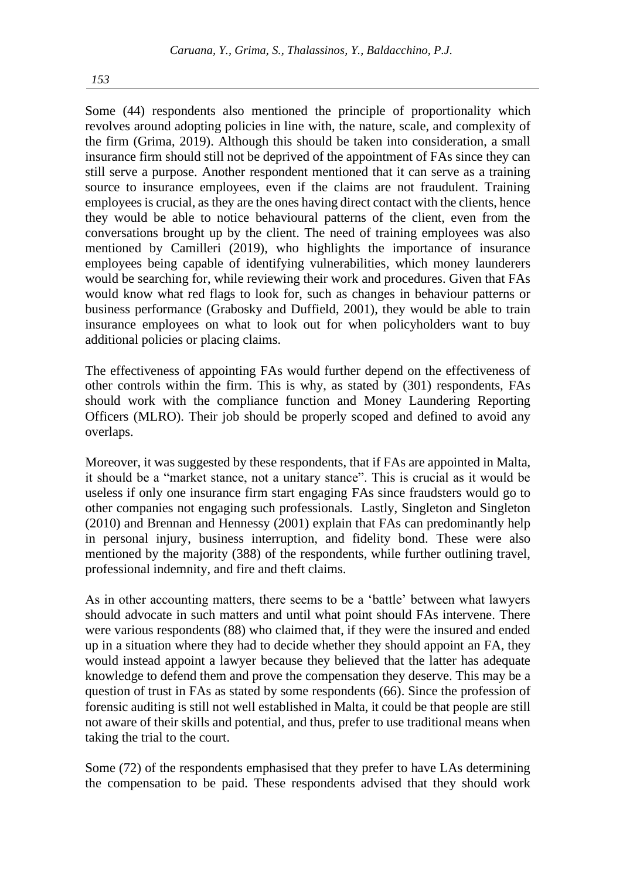Some (44) respondents also mentioned the principle of proportionality which revolves around adopting policies in line with, the nature, scale, and complexity of the firm (Grima, 2019). Although this should be taken into consideration, a small insurance firm should still not be deprived of the appointment of FAs since they can still serve a purpose. Another respondent mentioned that it can serve as a training source to insurance employees, even if the claims are not fraudulent. Training employees is crucial, as they are the ones having direct contact with the clients, hence they would be able to notice behavioural patterns of the client, even from the conversations brought up by the client. The need of training employees was also mentioned by Camilleri (2019), who highlights the importance of insurance employees being capable of identifying vulnerabilities, which money launderers would be searching for, while reviewing their work and procedures. Given that FAs would know what red flags to look for, such as changes in behaviour patterns or business performance (Grabosky and Duffield, 2001), they would be able to train insurance employees on what to look out for when policyholders want to buy additional policies or placing claims.

The effectiveness of appointing FAs would further depend on the effectiveness of other controls within the firm. This is why, as stated by (301) respondents, FAs should work with the compliance function and Money Laundering Reporting Officers (MLRO). Their job should be properly scoped and defined to avoid any overlaps.

Moreover, it was suggested by these respondents, that if FAs are appointed in Malta, it should be a "market stance, not a unitary stance". This is crucial as it would be useless if only one insurance firm start engaging FAs since fraudsters would go to other companies not engaging such professionals. Lastly, Singleton and Singleton (2010) and Brennan and Hennessy (2001) explain that FAs can predominantly help in personal injury, business interruption, and fidelity bond. These were also mentioned by the majority (388) of the respondents, while further outlining travel, professional indemnity, and fire and theft claims.

As in other accounting matters, there seems to be a 'battle' between what lawyers should advocate in such matters and until what point should FAs intervene. There were various respondents (88) who claimed that, if they were the insured and ended up in a situation where they had to decide whether they should appoint an FA, they would instead appoint a lawyer because they believed that the latter has adequate knowledge to defend them and prove the compensation they deserve. This may be a question of trust in FAs as stated by some respondents (66). Since the profession of forensic auditing is still not well established in Malta, it could be that people are still not aware of their skills and potential, and thus, prefer to use traditional means when taking the trial to the court.

Some (72) of the respondents emphasised that they prefer to have LAs determining the compensation to be paid. These respondents advised that they should work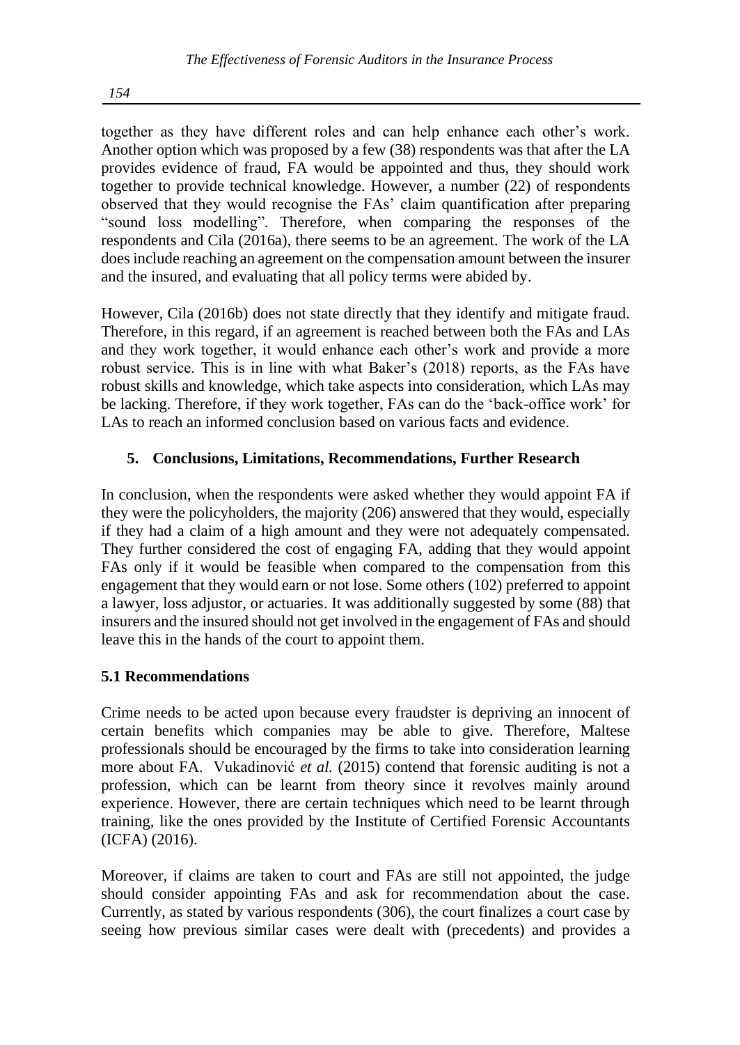together as they have different roles and can help enhance each other's work. Another option which was proposed by a few (38) respondents was that after the LA provides evidence of fraud, FA would be appointed and thus, they should work together to provide technical knowledge. However, a number (22) of respondents observed that they would recognise the FAs' claim quantification after preparing "sound loss modelling". Therefore, when comparing the responses of the respondents and Cila (2016a), there seems to be an agreement. The work of the LA does include reaching an agreement on the compensation amount between the insurer and the insured, and evaluating that all policy terms were abided by.

However, Cila (2016b) does not state directly that they identify and mitigate fraud. Therefore, in this regard, if an agreement is reached between both the FAs and LAs and they work together, it would enhance each other's work and provide a more robust service. This is in line with what Baker's (2018) reports, as the FAs have robust skills and knowledge, which take aspects into consideration, which LAs may be lacking. Therefore, if they work together, FAs can do the 'back-office work' for LAs to reach an informed conclusion based on various facts and evidence.

## 5. Conclusions, Limitations, Recommendations, Further Research

In conclusion, when the respondents were asked whether they would appoint FA if they were the policyholders, the majority (206) answered that they would, especially if they had a claim of a high amount and they were not adequately compensated. They further considered the cost of engaging FA, adding that they would appoint FAs only if it would be feasible when compared to the compensation from this engagement that they would earn or not lose. Some others (102) preferred to appoint a lawyer, loss adjustor, or actuaries. It was additionally suggested by some (88) that insurers and the insured should not get involved in the engagement of FAs and should leave this in the hands of the court to appoint them.

### 5.1 Recommendations

Crime needs to be acted upon because every fraudster is depriving an innocent of certain benefits which companies may be able to give. Therefore, Maltese professionals should be encouraged by the firms to take into consideration learning more about FA. Vukadinović *et al.* (2015) contend that forensic auditing is not a profession, which can be learnt from theory since it revolves mainly around experience. However, there are certain techniques which need to be learnt through training, like the ones provided by the Institute of Certified Forensic Accountants (ICFA) (2016).

Moreover, if claims are taken to court and FAs are still not appointed, the judge should consider appointing FAs and ask for recommendation about the case. Currently, as stated by various respondents (306), the court finalizes a court case by seeing how previous similar cases were dealt with (precedents) and provides a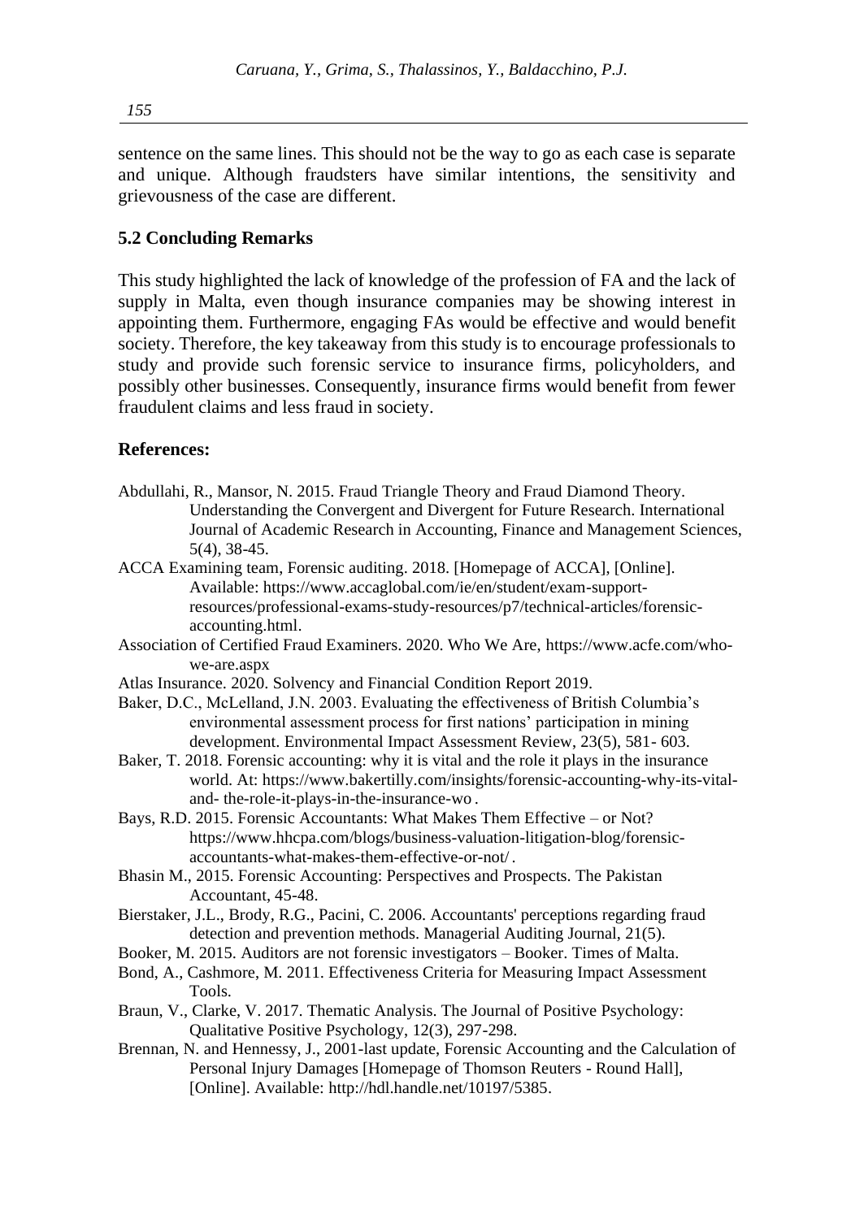sentence on the same lines. This should not be the way to go as each case is separate and unique. Although fraudsters have similar intentions, the sensitivity and grievousness of the case are different.

### 5.2 Concluding Remarks

This study highlighted the lack of knowledge of the profession of FA and the lack of supply in Malta, even though insurance companies may be showing interest in appointing them. Furthermore, engaging FAs would be effective and would benefit society. Therefore, the key takeaway from this study is to encourage professionals to study and provide such forensic service to insurance firms, policyholders, and possibly other businesses. Consequently, insurance firms would benefit from fewer fraudulent claims and less fraud in society.

### References:

Abdullahi, R., Mansor, N. 2015. Fraud Triangle Theory and Fraud Diamond Theory. Understanding the Convergent and Divergent for Future Research. International Journal of Academic Research in Accounting, Finance and Management Sciences, 5(4), 38-45.

ACCA Examining team, Forensic auditing. 2018. [Homepage of ACCA], [Online]. Available: https://www.accaglobal.com/ie/en/student/exam-support-resources/professional-exams-study-resources/p7/technical-articles/forensic-accounting.html.

Association of Certified Fraud Examiners. 2020. Who We Are, https://www.acfe.com/who-we-are.aspx

Atlas Insurance. 2020. Solvency and Financial Condition Report 2019.

Baker, D.C., McLelland, J.N. 2003. Evaluating the effectiveness of British Columbia's environmental assessment process for first nations' participation in mining development. Environmental Impact Assessment Review, 23(5), 581- 603.

Baker, T. 2018. Forensic accounting: why it is vital and the role it plays in the insurance world. At: https://www.bakertilly.com/insights/forensic-accounting-why-its-vital-and- the-role-it-plays-in-the-insurance-wo.

Bays, R.D. 2015. Forensic Accountants: What Makes Them Effective – or Not? https://www.hhcpa.com/blogs/business-valuation-litigation-blog/forensic-accountants-what-makes-them-effective-or-not/.

Bhasin M., 2015. Forensic Accounting: Perspectives and Prospects. The Pakistan Accountant, 45-48.

Bierstaker, J.L., Brody, R.G., Pacini, C. 2006. Accountants' perceptions regarding fraud detection and prevention methods. Managerial Auditing Journal, 21(5).

Booker, M. 2015. Auditors are not forensic investigators – Booker. Times of Malta.

Bond, A., Cashmore, M. 2011. Effectiveness Criteria for Measuring Impact Assessment Tools.

Braun, V., Clarke, V. 2017. Thematic Analysis. The Journal of Positive Psychology: Qualitative Positive Psychology, 12(3), 297-298.

Brennan, N. and Hennessy, J., 2001-last update, Forensic Accounting and the Calculation of Personal Injury Damages [Homepage of Thomson Reuters - Round Hall], [Online]. Available: http://hdl.handle.net/10197/5385.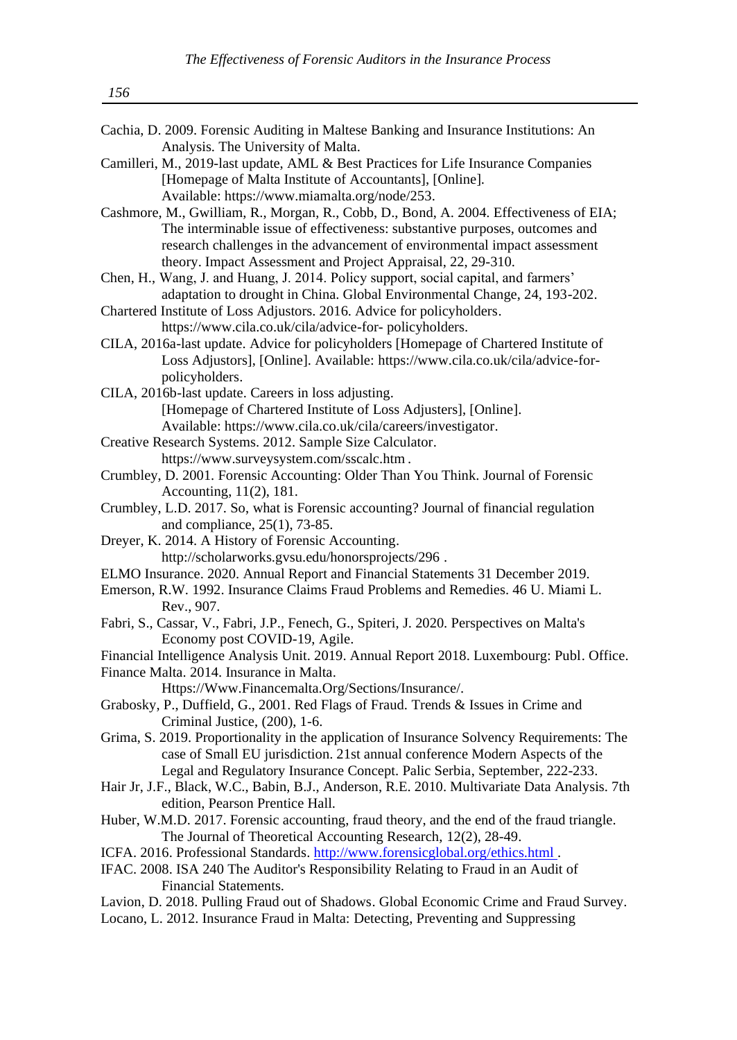Cachia, D. 2009. Forensic Auditing in Maltese Banking and Insurance Institutions: An Analysis. The University of Malta.

Camilleri, M., 2019-last update, AML & Best Practices for Life Insurance Companies [Homepage of Malta Institute of Accountants], [Online]. Available: https://www.miamalta.org/node/253.

Cashmore, M., Gwilliam, R., Morgan, R., Cobb, D., Bond, A. 2004. Effectiveness of EIA; The interminable issue of effectiveness: substantive purposes, outcomes and research challenges in the advancement of environmental impact assessment theory. Impact Assessment and Project Appraisal, 22, 29-310.

Chen, H., Wang, J. and Huang, J. 2014. Policy support, social capital, and farmers' adaptation to drought in China. Global Environmental Change, 24, 193-202.

Chartered Institute of Loss Adjustors. 2016. Advice for policyholders. https://www.cila.co.uk/cila/advice-for- policyholders.

CILA, 2016a-last update. Advice for policyholders [Homepage of Chartered Institute of Loss Adjustors], [Online]. Available: https://www.cila.co.uk/cila/advice-for-policyholders.

CILA, 2016b-last update. Careers in loss adjusting. [Homepage of Chartered Institute of Loss Adjusters], [Online]. Available: https://www.cila.co.uk/cila/careers/investigator.

Creative Research Systems. 2012. Sample Size Calculator. https://www.surveysystem.com/sscalc.htm .

Crumbley, D. 2001. Forensic Accounting: Older Than You Think. Journal of Forensic Accounting, 11(2), 181.

Crumbley, L.D. 2017. So, what is Forensic accounting? Journal of financial regulation and compliance, 25(1), 73-85.

Dreyer, K. 2014. A History of Forensic Accounting. http://scholarworks.gvsu.edu/honorsprojects/296 .

ELMO Insurance. 2020. Annual Report and Financial Statements 31 December 2019.

Emerson, R.W. 1992. Insurance Claims Fraud Problems and Remedies. 46 U. Miami L. Rev., 907.

Fabri, S., Cassar, V., Fabri, J.P., Fenech, G., Spiteri, J. 2020. Perspectives on Malta's Economy post COVID-19, Agile.

Financial Intelligence Analysis Unit. 2019. Annual Report 2018. Luxembourg: Publ. Office.

Finance Malta. 2014. Insurance in Malta. Https://Www.Financemalta.Org/Sections/Insurance/.

Grabosky, P., Duffield, G., 2001. Red Flags of Fraud. Trends & Issues in Crime and Criminal Justice, (200), 1-6.

Grima, S. 2019. Proportionality in the application of Insurance Solvency Requirements: The case of Small EU jurisdiction. 21st annual conference Modern Aspects of the Legal and Regulatory Insurance Concept. Palic Serbia, September, 222-233.

Hair Jr, J.F., Black, W.C., Babin, B.J., Anderson, R.E. 2010. Multivariate Data Analysis. 7th edition, Pearson Prentice Hall.

Huber, W.M.D. 2017. Forensic accounting, fraud theory, and the end of the fraud triangle. The Journal of Theoretical Accounting Research, 12(2), 28-49.

ICFA. 2016. Professional Standards. http://www.forensicglobal.org/ethics.html .

IFAC. 2008. ISA 240 The Auditor's Responsibility Relating to Fraud in an Audit of Financial Statements.

Lavion, D. 2018. Pulling Fraud out of Shadows. Global Economic Crime and Fraud Survey.

Locano, L. 2012. Insurance Fraud in Malta: Detecting, Preventing and Suppressing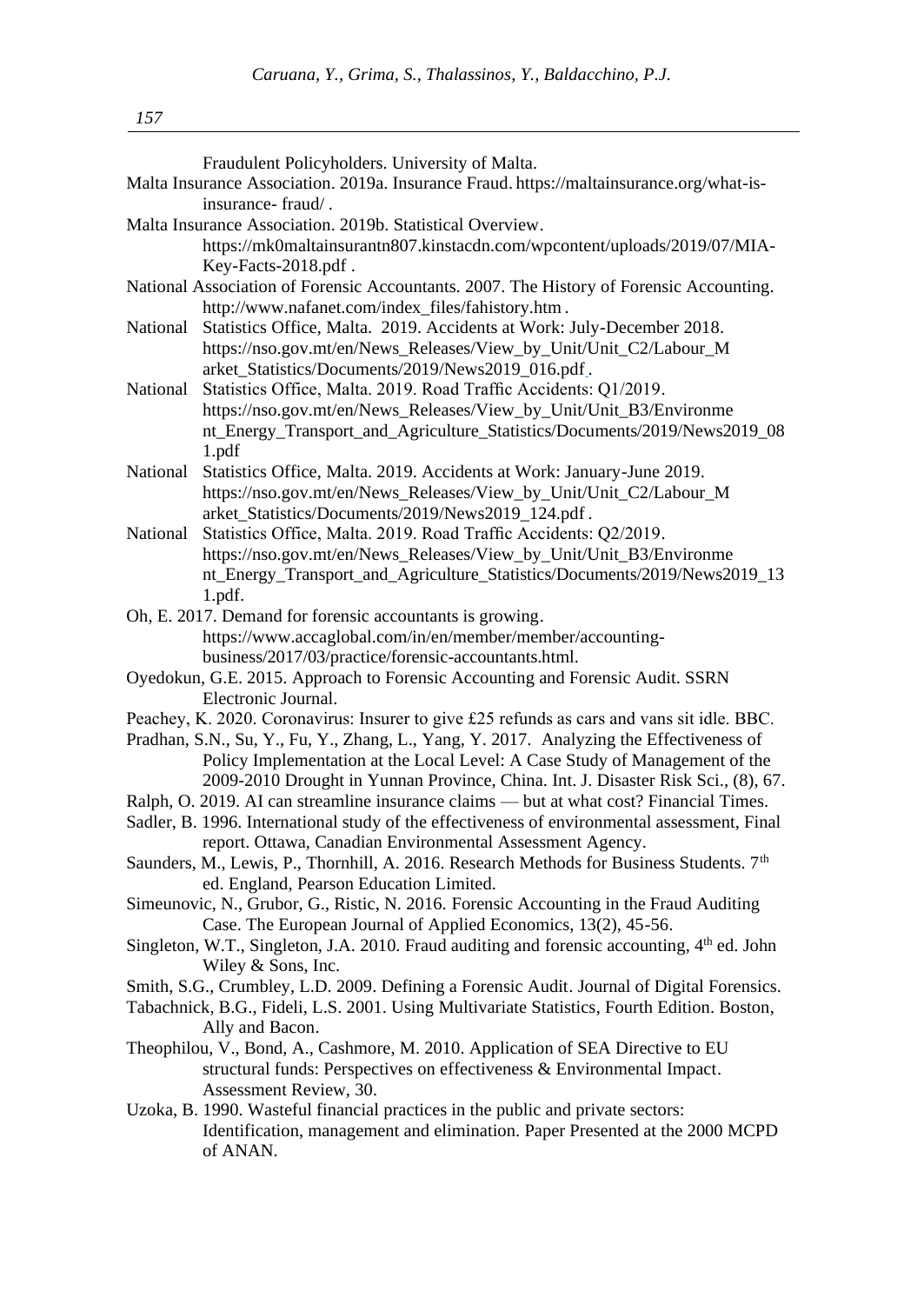Fraudulent Policyholders. University of Malta.

Malta Insurance Association. 2019a. Insurance Fraud. https://maltainsurance.org/what-is-insurance- fraud/ .

Malta Insurance Association. 2019b. Statistical Overview. https://mk0maltainsurantn807.kinstacdn.com/wpcontent/uploads/2019/07/MIA-Key-Facts-2018.pdf .

National Association of Forensic Accountants. 2007. The History of Forensic Accounting. http://www.nafanet.com/index_files/fahistory.htm .

National Statistics Office, Malta. 2019. Accidents at Work: July-December 2018. https://nso.gov.mt/en/News_Releases/View_by_Unit/Unit_C2/Labour_Market_Statistics/Documents/2019/News2019_016.pdf .

National Statistics Office, Malta. 2019. Road Traffic Accidents: Q1/2019. https://nso.gov.mt/en/News_Releases/View_by_Unit/Unit_B3/Environment_Energy_Transport_and_Agriculture_Statistics/Documents/2019/News2019_081.pdf

National Statistics Office, Malta. 2019. Accidents at Work: January-June 2019. https://nso.gov.mt/en/News_Releases/View_by_Unit/Unit_C2/Labour_Market_Statistics/Documents/2019/News2019_124.pdf .

National Statistics Office, Malta. 2019. Road Traffic Accidents: Q2/2019. https://nso.gov.mt/en/News_Releases/View_by_Unit/Unit_B3/Environment_Energy_Transport_and_Agriculture_Statistics/Documents/2019/News2019_131.pdf.

Oh, E. 2017. Demand for forensic accountants is growing. https://www.accaglobal.com/in/en/member/member/accounting-business/2017/03/practice/forensic-accountants.html.

Oyedokun, G.E. 2015. Approach to Forensic Accounting and Forensic Audit. SSRN Electronic Journal.

Peachey, K. 2020. Coronavirus: Insurer to give £25 refunds as cars and vans sit idle. BBC.

Pradhan, S.N., Su, Y., Fu, Y., Zhang, L., Yang, Y. 2017. Analyzing the Effectiveness of Policy Implementation at the Local Level: A Case Study of Management of the 2009-2010 Drought in Yunnan Province, China. Int. J. Disaster Risk Sci., (8), 67.

Ralph, O. 2019. AI can streamline insurance claims — but at what cost? Financial Times.

Sadler, B. 1996. International study of the effectiveness of environmental assessment, Final report. Ottawa, Canadian Environmental Assessment Agency.

Saunders, M., Lewis, P., Thornhill, A. 2016. Research Methods for Business Students. 7th ed. England, Pearson Education Limited.

Simeunovic, N., Grubor, G., Ristic, N. 2016. Forensic Accounting in the Fraud Auditing Case. The European Journal of Applied Economics, 13(2), 45-56.

Singleton, W.T., Singleton, J.A. 2010. Fraud auditing and forensic accounting, 4th ed. John Wiley & Sons, Inc.

Smith, S.G., Crumbley, L.D. 2009. Defining a Forensic Audit. Journal of Digital Forensics.

Tabachnick, B.G., Fideli, L.S. 2001. Using Multivariate Statistics, Fourth Edition. Boston, Ally and Bacon.

Theophilou, V., Bond, A., Cashmore, M. 2010. Application of SEA Directive to EU structural funds: Perspectives on effectiveness & Environmental Impact. Assessment Review, 30.

Uzoka, B. 1990. Wasteful financial practices in the public and private sectors: Identification, management and elimination. Paper Presented at the 2000 MCPD of ANAN.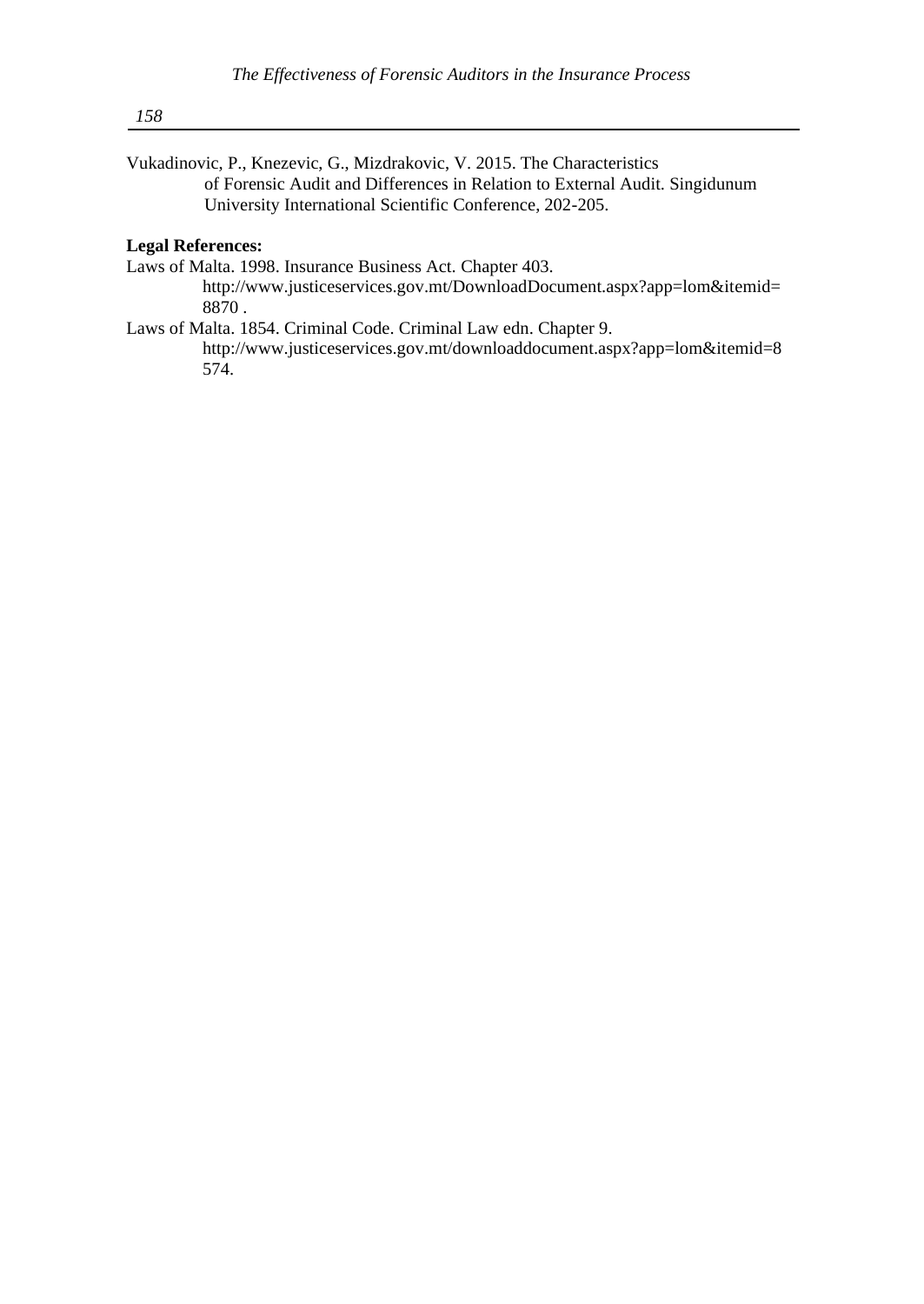Vukadinovic, P., Knezevic, G., Mizdrakovic, V. 2015. The Characteristics of Forensic Audit and Differences in Relation to External Audit. Singidunum University International Scientific Conference, 202-205.

**Legal References:**

Laws of Malta. 1998. Insurance Business Act. Chapter 403. http://www.justiceservices.gov.mt/DownloadDocument.aspx?app=lom&itemid=8870 .

Laws of Malta. 1854. Criminal Code. Criminal Law edn. Chapter 9. http://www.justiceservices.gov.mt/downloaddocument.aspx?app=lom&itemid=8574.